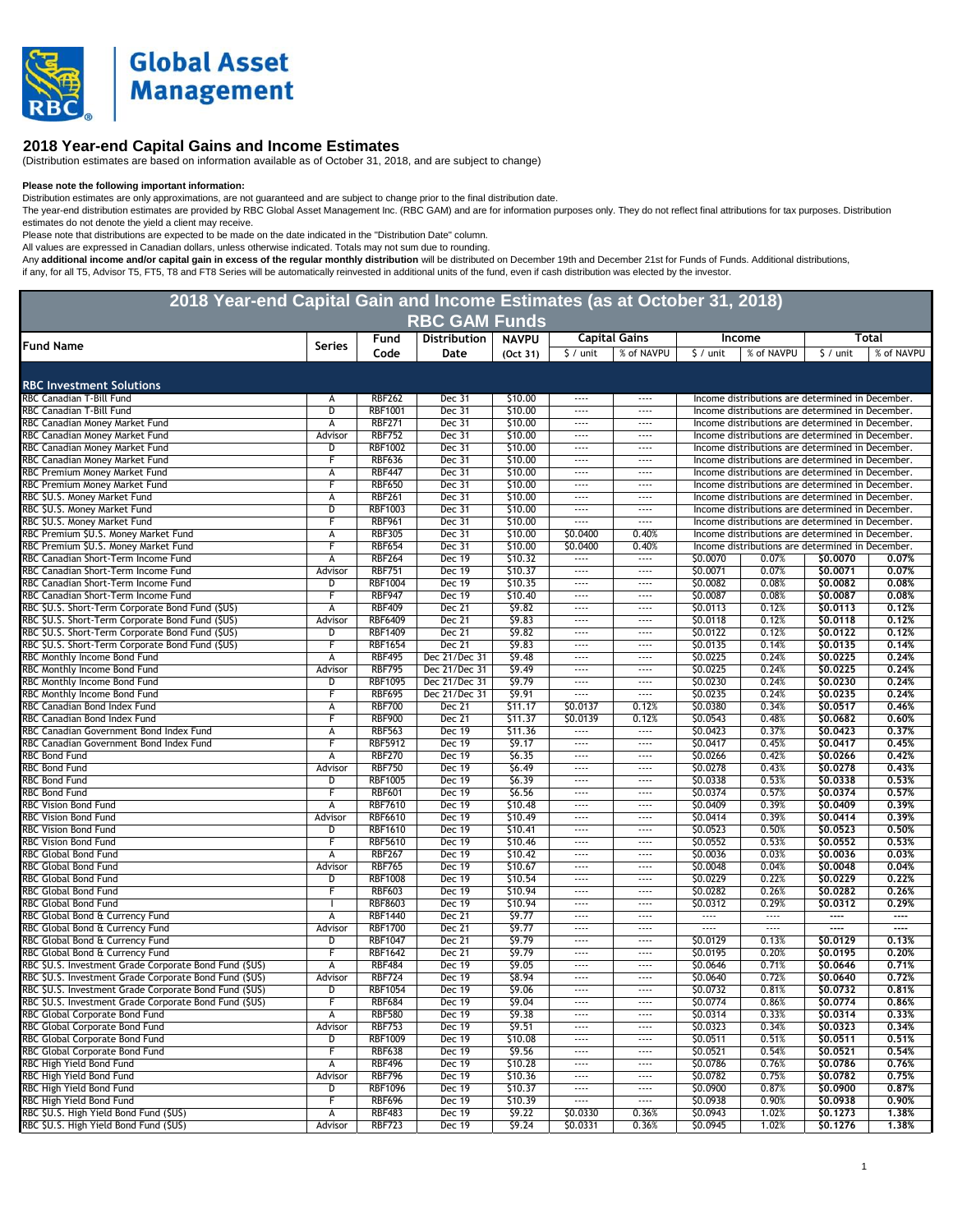# Global Asset Management

## 2018 Year-end Capital Gains and Income Estimates

(Distribution estimates are based on information available as of October 31, 2018, and are subject to change)

**Please note the following important information:**

Distribution estimates are only approximations, are not guaranteed and are subject to change prior to the final distribution date.

The year-end distribution estimates are provided by RBC Global Asset Management Inc. (RBC GAM) and are for information purposes only. They do not reflect final attributions for tax purposes. Distribution estimates do not denote the yield a client may receive.

Please note that distributions are expected to be made on the date indicated in the "Distribution Date" column.

All values are expressed in Canadian dollars, unless otherwise indicated. Totals may not sum due to rounding.

Any **additional income and/or capital gain in excess of the regular monthly distribution** will be distributed on December 19th and December 21st for Funds of Funds. Additional distributions, if any, for all T5, Advisor T5, FT5, T8 and FT8 Series will be automatically reinvested in additional units of the fund, even if cash distribution was elected by the investor.

## 2018 Year-end Capital Gain and Income Estimates (as at October 31, 2018)

### RBC GAM Funds

| Fund Name | Series | Fund Code | Distribution Date | NAVPU (Oct 31) | Capital Gains | | Income | | Total | |
|---|---|---|---|---|---|---|---|---|---|---|
| | | | | | $ / unit | % of NAVPU | $ / unit | % of NAVPU | $ / unit | % of NAVPU |
| **RBC Investment Solutions** | | | | | | | | | | |
| RBC Canadian T-Bill Fund | A | RBF262 | Dec 31 | $10.00 | ---- | ---- | Income distributions are determined in December. | | | |
| RBC Canadian T-Bill Fund | D | RBF1001 | Dec 31 | $10.00 | ---- | ---- | Income distributions are determined in December. | | | |
| RBC Canadian Money Market Fund | A | RBF271 | Dec 31 | $10.00 | ---- | ---- | Income distributions are determined in December. | | | |
| RBC Canadian Money Market Fund | Advisor | RBF752 | Dec 31 | $10.00 | ---- | ---- | Income distributions are determined in December. | | | |
| RBC Canadian Money Market Fund | D | RBF1002 | Dec 31 | $10.00 | ---- | ---- | Income distributions are determined in December. | | | |
| RBC Canadian Money Market Fund | F | RBF636 | Dec 31 | $10.00 | ---- | ---- | Income distributions are determined in December. | | | |
| RBC Premium Money Market Fund | A | RBF447 | Dec 31 | $10.00 | ---- | ---- | Income distributions are determined in December. | | | |
| RBC Premium Money Market Fund | F | RBF650 | Dec 31 | $10.00 | ---- | ---- | Income distributions are determined in December. | | | |
| RBC $U.S. Money Market Fund | A | RBF261 | Dec 31 | $10.00 | ---- | ---- | Income distributions are determined in December. | | | |
| RBC $U.S. Money Market Fund | D | RBF1003 | Dec 31 | $10.00 | ---- | ---- | Income distributions are determined in December. | | | |
| RBC $U.S. Money Market Fund | F | RBF961 | Dec 31 | $10.00 | ---- | ---- | Income distributions are determined in December. | | | |
| RBC Premium $U.S. Money Market Fund | A | RBF305 | Dec 31 | $10.00 | $0.0400 | 0.40% | Income distributions are determined in December. | | | |
| RBC Premium $U.S. Money Market Fund | F | RBF654 | Dec 31 | $10.00 | $0.0400 | 0.40% | Income distributions are determined in December. | | | |
| RBC Canadian Short-Term Income Fund | A | RBF264 | Dec 19 | $10.32 | ---- | ---- | $0.0070 | 0.07% | **$0.0070** | **0.07%** |
| RBC Canadian Short-Term Income Fund | Advisor | RBF751 | Dec 19 | $10.37 | ---- | ---- | $0.0071 | 0.07% | **$0.0071** | **0.07%** |
| RBC Canadian Short-Term Income Fund | D | RBF1004 | Dec 19 | $10.35 | ---- | ---- | $0.0082 | 0.08% | **$0.0082** | **0.08%** |
| RBC Canadian Short-Term Income Fund | F | RBF947 | Dec 19 | $10.40 | ---- | ---- | $0.0087 | 0.08% | **$0.0087** | **0.08%** |
| RBC $U.S. Short-Term Corporate Bond Fund ($US) | A | RBF409 | Dec 21 | $9.82 | ---- | ---- | $0.0113 | 0.12% | **$0.0113** | **0.12%** |
| RBC $U.S. Short-Term Corporate Bond Fund ($US) | Advisor | RBF6409 | Dec 21 | $9.83 | ---- | ---- | $0.0118 | 0.12% | **$0.0118** | **0.12%** |
| RBC $U.S. Short-Term Corporate Bond Fund ($US) | D | RBF1409 | Dec 21 | $9.82 | ---- | ---- | $0.0122 | 0.12% | **$0.0122** | **0.12%** |
| RBC $U.S. Short-Term Corporate Bond Fund ($US) | F | RBF1654 | Dec 21 | $9.83 | ---- | ---- | $0.0135 | 0.14% | **$0.0135** | **0.14%** |
| RBC Monthly Income Bond Fund | A | RBF495 | Dec 21/Dec 31 | $9.48 | ---- | ---- | $0.0225 | 0.24% | **$0.0225** | **0.24%** |
| RBC Monthly Income Bond Fund | Advisor | RBF795 | Dec 21/Dec 31 | $9.49 | ---- | ---- | $0.0225 | 0.24% | **$0.0225** | **0.24%** |
| RBC Monthly Income Bond Fund | D | RBF1095 | Dec 21/Dec 31 | $9.79 | ---- | ---- | $0.0230 | 0.24% | **$0.0230** | **0.24%** |
| RBC Monthly Income Bond Fund | F | RBF695 | Dec 21/Dec 31 | $9.91 | ---- | ---- | $0.0235 | 0.24% | **$0.0235** | **0.24%** |
| RBC Canadian Bond Index Fund | A | RBF700 | Dec 21 | $11.17 | $0.0137 | 0.12% | $0.0380 | 0.34% | **$0.0517** | **0.46%** |
| RBC Canadian Bond Index Fund | F | RBF900 | Dec 21 | $11.37 | $0.0139 | 0.12% | $0.0543 | 0.48% | **$0.0682** | **0.60%** |
| RBC Canadian Government Bond Index Fund | A | RBF563 | Dec 19 | $11.36 | ---- | ---- | $0.0423 | 0.37% | **$0.0423** | **0.37%** |
| RBC Canadian Government Bond Index Fund | F | RBF5912 | Dec 19 | $9.17 | ---- | ---- | $0.0417 | 0.45% | **$0.0417** | **0.45%** |
| RBC Bond Fund | A | RBF270 | Dec 19 | $6.35 | ---- | ---- | $0.0266 | 0.42% | **$0.0266** | **0.42%** |
| RBC Bond Fund | Advisor | RBF750 | Dec 19 | $6.49 | ---- | ---- | $0.0278 | 0.43% | **$0.0278** | **0.43%** |
| RBC Bond Fund | D | RBF1005 | Dec 19 | $6.39 | ---- | ---- | $0.0338 | 0.53% | **$0.0338** | **0.53%** |
| RBC Bond Fund | F | RBF601 | Dec 19 | $6.56 | ---- | ---- | $0.0374 | 0.57% | **$0.0374** | **0.57%** |
| RBC Vision Bond Fund | A | RBF7610 | Dec 19 | $10.48 | ---- | ---- | $0.0409 | 0.39% | **$0.0409** | **0.39%** |
| RBC Vision Bond Fund | Advisor | RBF6610 | Dec 19 | $10.49 | ---- | ---- | $0.0414 | 0.39% | **$0.0414** | **0.39%** |
| RBC Vision Bond Fund | D | RBF1610 | Dec 19 | $10.41 | ---- | ---- | $0.0523 | 0.50% | **$0.0523** | **0.50%** |
| RBC Vision Bond Fund | F | RBF5610 | Dec 19 | $10.46 | ---- | ---- | $0.0552 | 0.53% | **$0.0552** | **0.53%** |
| RBC Global Bond Fund | A | RBF267 | Dec 19 | $10.42 | ---- | ---- | $0.0036 | 0.03% | **$0.0036** | **0.03%** |
| RBC Global Bond Fund | Advisor | RBF765 | Dec 19 | $10.67 | ---- | ---- | $0.0048 | 0.04% | **$0.0048** | **0.04%** |
| RBC Global Bond Fund | D | RBF1008 | Dec 19 | $10.54 | ---- | ---- | $0.0229 | 0.22% | **$0.0229** | **0.22%** |
| RBC Global Bond Fund | F | RBF603 | Dec 19 | $10.94 | ---- | ---- | $0.0282 | 0.26% | **$0.0282** | **0.26%** |
| RBC Global Bond Fund | I | RBF8603 | Dec 19 | $10.94 | ---- | ---- | $0.0312 | 0.29% | **$0.0312** | **0.29%** |
| RBC Global Bond & Currency Fund | A | RBF1440 | Dec 21 | $9.77 | ---- | ---- | ---- | ---- | **----** | **----** |
| RBC Global Bond & Currency Fund | Advisor | RBF1700 | Dec 21 | $9.77 | ---- | ---- | ---- | ---- | **----** | **----** |
| RBC Global Bond & Currency Fund | D | RBF1047 | Dec 21 | $9.79 | ---- | ---- | $0.0129 | 0.13% | **$0.0129** | **0.13%** |
| RBC Global Bond & Currency Fund | F | RBF1642 | Dec 21 | $9.79 | ---- | ---- | $0.0195 | 0.20% | **$0.0195** | **0.20%** |
| RBC $U.S. Investment Grade Corporate Bond Fund ($US) | A | RBF484 | Dec 19 | $9.05 | ---- | ---- | $0.0646 | 0.71% | **$0.0646** | **0.71%** |
| RBC $U.S. Investment Grade Corporate Bond Fund ($US) | Advisor | RBF724 | Dec 19 | $8.94 | ---- | ---- | $0.0640 | 0.72% | **$0.0640** | **0.72%** |
| RBC $U.S. Investment Grade Corporate Bond Fund ($US) | D | RBF1054 | Dec 19 | $9.06 | ---- | ---- | $0.0732 | 0.81% | **$0.0732** | **0.81%** |
| RBC $U.S. Investment Grade Corporate Bond Fund ($US) | F | RBF684 | Dec 19 | $9.04 | ---- | ---- | $0.0774 | 0.86% | **$0.0774** | **0.86%** |
| RBC Global Corporate Bond Fund | A | RBF580 | Dec 19 | $9.38 | ---- | ---- | $0.0314 | 0.33% | **$0.0314** | **0.33%** |
| RBC Global Corporate Bond Fund | Advisor | RBF753 | Dec 19 | $9.51 | ---- | ---- | $0.0323 | 0.34% | **$0.0323** | **0.34%** |
| RBC Global Corporate Bond Fund | D | RBF1009 | Dec 19 | $10.08 | ---- | ---- | $0.0511 | 0.51% | **$0.0511** | **0.51%** |
| RBC Global Corporate Bond Fund | F | RBF638 | Dec 19 | $9.56 | ---- | ---- | $0.0521 | 0.54% | **$0.0521** | **0.54%** |
| RBC High Yield Bond Fund | A | RBF496 | Dec 19 | $10.28 | ---- | ---- | $0.0786 | 0.76% | **$0.0786** | **0.76%** |
| RBC High Yield Bond Fund | Advisor | RBF796 | Dec 19 | $10.36 | ---- | ---- | $0.0782 | 0.75% | **$0.0782** | **0.75%** |
| RBC High Yield Bond Fund | D | RBF1096 | Dec 19 | $10.37 | ---- | ---- | $0.0900 | 0.87% | **$0.0900** | **0.87%** |
| RBC High Yield Bond Fund | F | RBF696 | Dec 19 | $10.39 | ---- | ---- | $0.0938 | 0.90% | **$0.0938** | **0.90%** |
| RBC $U.S. High Yield Bond Fund ($US) | A | RBF483 | Dec 19 | $9.22 | $0.0330 | 0.36% | $0.0943 | 1.02% | **$0.1273** | **1.38%** |
| RBC $U.S. High Yield Bond Fund ($US) | Advisor | RBF723 | Dec 19 | $9.24 | $0.0331 | 0.36% | $0.0945 | 1.02% | **$0.1276** | **1.38%** |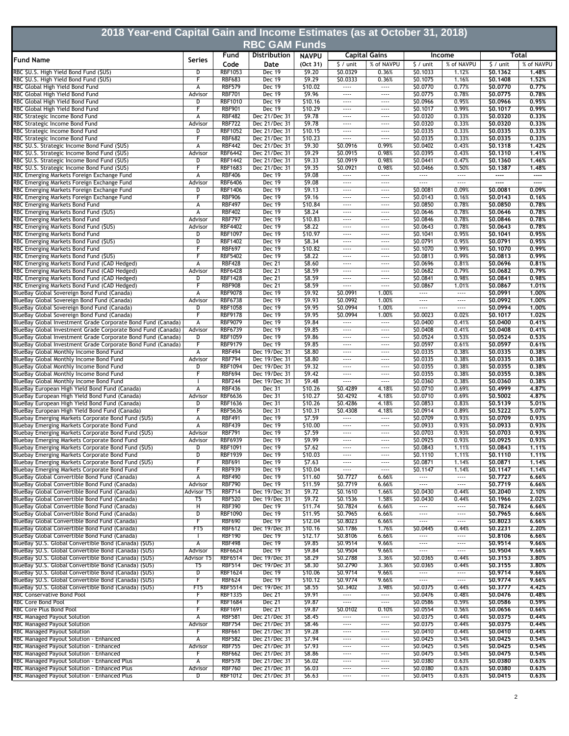# 2018 Year-end Capital Gain and Income Estimates (as at October 31, 2018)

## RBC GAM Funds

| Fund Name | Series | Fund Code | Distribution Date | NAVPU (Oct 31) | Capital Gains | | Income | | Total | |
|---|---|---|---|---|---|---|---|---|---|---|
| | | | | | $ / unit | % of NAVPU | $ / unit | % of NAVPU | $ / unit | % of NAVPU |
| RBC $U.S. High Yield Bond Fund ($US) | D | RBF1053 | Dec 19 | $9.20 | $0.0329 | 0.36% | $0.1033 | 1.12% | **$0.1362** | **1.48%** |
| RBC $U.S. High Yield Bond Fund ($US) | F | RBF683 | Dec 19 | $9.29 | $0.0333 | 0.36% | $0.1075 | 1.16% | **$0.1408** | **1.52%** |
| RBC Global High Yield Bond Fund | A | RBF579 | Dec 19 | $10.02 | ---- | ---- | $0.0770 | 0.77% | **$0.0770** | **0.77%** |
| RBC Global High Yield Bond Fund | Advisor | RBF701 | Dec 19 | $9.96 | ---- | ---- | $0.0775 | 0.78% | **$0.0775** | **0.78%** |
| RBC Global High Yield Bond Fund | D | RBF1010 | Dec 19 | $10.16 | ---- | ---- | $0.0966 | 0.95% | **$0.0966** | **0.95%** |
| RBC Global High Yield Bond Fund | F | RBF901 | Dec 19 | $10.29 | ---- | ---- | $0.1017 | 0.99% | **$0.1017** | **0.99%** |
| RBC Strategic Income Bond Fund | A | RBF482 | Dec 21/Dec 31 | $9.78 | ---- | ---- | $0.0320 | 0.33% | **$0.0320** | **0.33%** |
| RBC Strategic Income Bond Fund | Advisor | RBF722 | Dec 21/Dec 31 | $9.78 | ---- | ---- | $0.0320 | 0.33% | **$0.0320** | **0.33%** |
| RBC Strategic Income Bond Fund | D | RBF1052 | Dec 21/Dec 31 | $10.15 | ---- | ---- | $0.0335 | 0.33% | **$0.0335** | **0.33%** |
| RBC Strategic Income Bond Fund | F | RBF682 | Dec 21/Dec 31 | $10.23 | ---- | ---- | $0.0335 | 0.33% | **$0.0335** | **0.33%** |
| RBC $U.S. Strategic Income Bond Fund ($US) | A | RBF442 | Dec 21/Dec 31 | $9.30 | $0.0916 | 0.99% | $0.0402 | 0.43% | **$0.1318** | **1.42%** |
| RBC $U.S. Strategic Income Bond Fund ($US) | Advisor | RBF6442 | Dec 21/Dec 31 | $9.29 | $0.0915 | 0.98% | $0.0395 | 0.43% | **$0.1310** | **1.41%** |
| RBC $U.S. Strategic Income Bond Fund ($US) | D | RBF1442 | Dec 21/Dec 31 | $9.33 | $0.0919 | 0.98% | $0.0441 | 0.47% | **$0.1360** | **1.46%** |
| RBC $U.S. Strategic Income Bond Fund ($US) | F | RBF1683 | Dec 21/Dec 31 | $9.35 | $0.0921 | 0.98% | $0.0466 | 0.50% | **$0.1387** | **1.48%** |
| RBC Emerging Markets Foreign Exchange Fund | A | RBF406 | Dec 19 | $9.08 | ---- | ---- | ---- | ---- | **----** | **----** |
| RBC Emerging Markets Foreign Exchange Fund | Advisor | RBF6406 | Dec 19 | $9.08 | ---- | ---- | ---- | ---- | **----** | **----** |
| RBC Emerging Markets Foreign Exchange Fund | D | RBF1406 | Dec 19 | $9.13 | ---- | ---- | $0.0081 | 0.09% | **$0.0081** | **0.09%** |
| RBC Emerging Markets Foreign Exchange Fund | F | RBF906 | Dec 19 | $9.16 | ---- | ---- | $0.0143 | 0.16% | **$0.0143** | **0.16%** |
| RBC Emerging Markets Bond Fund | A | RBF497 | Dec 19 | $10.84 | ---- | ---- | $0.0850 | 0.78% | **$0.0850** | **0.78%** |
| RBC Emerging Markets Bond Fund ($US) | A | RBF402 | Dec 19 | $8.24 | ---- | ---- | $0.0646 | 0.78% | **$0.0646** | **0.78%** |
| RBC Emerging Markets Bond Fund | Advisor | RBF797 | Dec 19 | $10.83 | ---- | ---- | $0.0846 | 0.78% | **$0.0846** | **0.78%** |
| RBC Emerging Markets Bond Fund ($US) | Advisor | RBF4402 | Dec 19 | $8.22 | ---- | ---- | $0.0643 | 0.78% | **$0.0643** | **0.78%** |
| RBC Emerging Markets Bond Fund | D | RBF1097 | Dec 19 | $10.97 | ---- | ---- | $0.1041 | 0.95% | **$0.1041** | **0.95%** |
| RBC Emerging Markets Bond Fund ($US) | D | RBF1402 | Dec 19 | $8.34 | ---- | ---- | $0.0791 | 0.95% | **$0.0791** | **0.95%** |
| RBC Emerging Markets Bond Fund | F | RBF697 | Dec 19 | $10.82 | ---- | ---- | $0.1070 | 0.99% | **$0.1070** | **0.99%** |
| RBC Emerging Markets Bond Fund ($US) | F | RBF5402 | Dec 19 | $8.22 | ---- | ---- | $0.0813 | 0.99% | **$0.0813** | **0.99%** |
| RBC Emerging Markets Bond Fund (CAD Hedged) | A | RBF428 | Dec 21 | $8.60 | ---- | ---- | $0.0696 | 0.81% | **$0.0696** | **0.81%** |
| RBC Emerging Markets Bond Fund (CAD Hedged) | Advisor | RBF6428 | Dec 21 | $8.59 | ---- | ---- | $0.0682 | 0.79% | **$0.0682** | **0.79%** |
| RBC Emerging Markets Bond Fund (CAD Hedged) | D | RBF1428 | Dec 21 | $8.59 | ---- | ---- | $0.0841 | 0.98% | **$0.0841** | **0.98%** |
| RBC Emerging Markets Bond Fund (CAD Hedged) | F | RBF908 | Dec 21 | $8.59 | ---- | ---- | $0.0867 | 1.01% | **$0.0867** | **1.01%** |
| BlueBay Global Sovereign Bond Fund (Canada) | A | RBF9078 | Dec 19 | $9.92 | $0.0991 | 1.00% | ---- | ---- | **$0.0991** | **1.00%** |
| BlueBay Global Sovereign Bond Fund (Canada) | Advisor | RBF6738 | Dec 19 | $9.93 | $0.0992 | 1.00% | ---- | ---- | **$0.0992** | **1.00%** |
| BlueBay Global Sovereign Bond Fund (Canada) | D | RBF1058 | Dec 19 | $9.95 | $0.0994 | 1.00% | ---- | ---- | **$0.0994** | **1.00%** |
| BlueBay Global Sovereign Bond Fund (Canada) | F | RBF9178 | Dec 19 | $9.95 | $0.0994 | 1.00% | $0.0023 | 0.02% | **$0.1017** | **1.02%** |
| BlueBay Global Investment Grade Corporate Bond Fund (Canada) | A | RBF9079 | Dec 19 | $9.84 | ---- | ---- | $0.0400 | 0.41% | **$0.0400** | **0.41%** |
| BlueBay Global Investment Grade Corporate Bond Fund (Canada) | Advisor | RBF6739 | Dec 19 | $9.85 | ---- | ---- | $0.0408 | 0.41% | **$0.0408** | **0.41%** |
| BlueBay Global Investment Grade Corporate Bond Fund (Canada) | D | RBF1059 | Dec 19 | $9.86 | ---- | ---- | $0.0524 | 0.53% | **$0.0524** | **0.53%** |
| BlueBay Global Investment Grade Corporate Bond Fund (Canada) | F | RBF9179 | Dec 19 | $9.85 | ---- | ---- | $0.0597 | 0.61% | **$0.0597** | **0.61%** |
| BlueBay Global Monthly Income Bond Fund | A | RBF494 | Dec 19/Dec 31 | $8.80 | ---- | ---- | $0.0335 | 0.38% | **$0.0335** | **0.38%** |
| BlueBay Global Monthly Income Bond Fund | Advisor | RBF794 | Dec 19/Dec 31 | $8.80 | ---- | ---- | $0.0335 | 0.38% | **$0.0335** | **0.38%** |
| BlueBay Global Monthly Income Bond Fund | D | RBF1094 | Dec 19/Dec 31 | $9.32 | ---- | ---- | $0.0355 | 0.38% | **$0.0355** | **0.38%** |
| BlueBay Global Monthly Income Bond Fund | F | RBF694 | Dec 19/Dec 31 | $9.42 | ---- | ---- | $0.0355 | 0.38% | **$0.0355** | **0.38%** |
| BlueBay Global Monthly Income Bond Fund | I | RBF244 | Dec 19/Dec 31 | $9.48 | ---- | ---- | $0.0360 | 0.38% | **$0.0360** | **0.38%** |
| BlueBay European High Yield Bond Fund (Canada) | A | RBF436 | Dec 31 | $10.26 | $0.4289 | 4.18% | $0.0710 | 0.69% | **$0.4999** | **4.87%** |
| BlueBay European High Yield Bond Fund (Canada) | Advisor | RBF6636 | Dec 31 | $10.27 | $0.4292 | 4.18% | $0.0710 | 0.69% | **$0.5002** | **4.87%** |
| BlueBay European High Yield Bond Fund (Canada) | D | RBF1636 | Dec 31 | $10.26 | $0.4286 | 4.18% | $0.0853 | 0.83% | **$0.5139** | **5.01%** |
| BlueBay European High Yield Bond Fund (Canada) | F | RBF5636 | Dec 31 | $10.31 | $0.4308 | 4.18% | $0.0914 | 0.89% | **$0.5222** | **5.07%** |
| Bluebay Emerging Markets Corporate Bond Fund ($US) | A | RBF491 | Dec 19 | $7.59 | ---- | ---- | $0.0709 | 0.93% | **$0.0709** | **0.93%** |
| Bluebay Emerging Markets Corporate Bond Fund | A | RBF439 | Dec 19 | $10.00 | ---- | ---- | $0.0933 | 0.93% | **$0.0933** | **0.93%** |
| Bluebay Emerging Markets Corporate Bond Fund ($US) | Advisor | RBF791 | Dec 19 | $7.59 | ---- | ---- | $0.0703 | 0.93% | **$0.0703** | **0.93%** |
| Bluebay Emerging Markets Corporate Bond Fund | Advisor | RBF6939 | Dec 19 | $9.99 | ---- | ---- | $0.0925 | 0.93% | **$0.0925** | **0.93%** |
| Bluebay Emerging Markets Corporate Bond Fund ($US) | D | RBF1091 | Dec 19 | $7.62 | ---- | ---- | $0.0843 | 1.11% | **$0.0843** | **1.11%** |
| Bluebay Emerging Markets Corporate Bond Fund | D | RBF1939 | Dec 19 | $10.03 | ---- | ---- | $0.1110 | 1.11% | **$0.1110** | **1.11%** |
| Bluebay Emerging Markets Corporate Bond Fund ($US) | F | RBF691 | Dec 19 | $7.63 | ---- | ---- | $0.0871 | 1.14% | **$0.0871** | **1.14%** |
| Bluebay Emerging Markets Corporate Bond Fund | F | RBF939 | Dec 19 | $10.04 | ---- | ---- | $0.1147 | 1.14% | **$0.1147** | **1.14%** |
| BlueBay Global Convertible Bond Fund (Canada) | A | RBF490 | Dec 19 | $11.60 | $0.7727 | 6.66% | ---- | ---- | **$0.7727** | **6.66%** |
| BlueBay Global Convertible Bond Fund (Canada) | Advisor | RBF790 | Dec 19 | $11.59 | $0.7719 | 6.66% | ---- | ---- | **$0.7719** | **6.66%** |
| BlueBay Global Convertible Bond Fund (Canada) | Advisor T5 | RBF714 | Dec 19/Dec 31 | $9.72 | $0.1610 | 1.66% | $0.0430 | 0.44% | **$0.2040** | **2.10%** |
| BlueBay Global Convertible Bond Fund (Canada) | T5 | RBF520 | Dec 19/Dec 31 | $9.72 | $0.1536 | 1.58% | $0.0430 | 0.44% | **$0.1966** | **2.02%** |
| BlueBay Global Convertible Bond Fund (Canada) | H | RBF390 | Dec 19 | $11.74 | $0.7824 | 6.66% | ---- | ---- | **$0.7824** | **6.66%** |
| BlueBay Global Convertible Bond Fund (Canada) | D | RBF1090 | Dec 19 | $11.95 | $0.7965 | 6.66% | ---- | ---- | **$0.7965** | **6.66%** |
| BlueBay Global Convertible Bond Fund (Canada) | F | RBF690 | Dec 19 | $12.04 | $0.8023 | 6.66% | ---- | ---- | **$0.8023** | **6.66%** |
| BlueBay Global Convertible Bond Fund (Canada) | FT5 | RBF612 | Dec 19/Dec 31 | $10.16 | $0.1786 | 1.76% | $0.0445 | 0.44% | **$0.2231** | **2.20%** |
| BlueBay Global Convertible Bond Fund (Canada) | I | RBF190 | Dec 19 | $12.17 | $0.8106 | 6.66% | ---- | ---- | **$0.8106** | **6.66%** |
| BlueBay $U.S. Global Convertible Bond (Canada) ($US) | A | RBF498 | Dec 19 | $9.85 | $0.9514 | 9.66% | ---- | ---- | **$0.9514** | **9.66%** |
| BlueBay $U.S. Global Convertible Bond (Canada) ($US) | Advisor | RBF6624 | Dec 19 | $9.84 | $0.9504 | 9.66% | ---- | ---- | **$0.9504** | **9.66%** |
| BlueBay $U.S. Global Convertible Bond (Canada) ($US) | Advisor T5 | RBF6514 | Dec 19/Dec 31 | $8.29 | $0.2788 | 3.36% | $0.0365 | 0.44% | **$0.3153** | **3.80%** |
| BlueBay $U.S. Global Convertible Bond (Canada) ($US) | T5 | RBF514 | Dec 19/Dec 31 | $8.30 | $0.2790 | 3.36% | $0.0365 | 0.44% | **$0.3155** | **3.80%** |
| BlueBay $U.S. Global Convertible Bond (Canada) ($US) | D | RBF1624 | Dec 19 | $10.06 | $0.9714 | 9.66% | ---- | ---- | **$0.9714** | **9.66%** |
| BlueBay $U.S. Global Convertible Bond (Canada) ($US) | F | RBF624 | Dec 19 | $10.12 | $0.9774 | 9.66% | ---- | ---- | **$0.9774** | **9.66%** |
| BlueBay $U.S. Global Convertible Bond (Canada) ($US) | FT5 | RBF5514 | Dec 19/Dec 31 | $8.55 | $0.3402 | 3.98% | $0.0375 | 0.44% | **$0.3777** | **4.42%** |
| RBC Conservative Bond Pool | F | RBF1335 | Dec 21 | $9.91 | ---- | ---- | $0.0476 | 0.48% | **$0.0476** | **0.48%** |
| RBC Core Bond Pool | F | RBF1684 | Dec 21 | $9.87 | ---- | ---- | $0.0586 | 0.59% | **$0.0586** | **0.59%** |
| RBC Core Plus Bond Pool | F | RBF1691 | Dec 21 | $9.87 | $0.0102 | 0.10% | $0.0554 | 0.56% | **$0.0656** | **0.66%** |
| RBC Managed Payout Solution | A | RBF581 | Dec 21/Dec 31 | $8.45 | ---- | ---- | $0.0375 | 0.44% | **$0.0375** | **0.44%** |
| RBC Managed Payout Solution | Advisor | RBF754 | Dec 21/Dec 31 | $8.46 | ---- | ---- | $0.0375 | 0.44% | **$0.0375** | **0.44%** |
| RBC Managed Payout Solution | F | RBF661 | Dec 21/Dec 31 | $9.28 | ---- | ---- | $0.0410 | 0.44% | **$0.0410** | **0.44%** |
| RBC Managed Payout Solution - Enhanced | A | RBF582 | Dec 21/Dec 31 | $7.94 | ---- | ---- | $0.0425 | 0.54% | **$0.0425** | **0.54%** |
| RBC Managed Payout Solution - Enhanced | Advisor | RBF755 | Dec 21/Dec 31 | $7.93 | ---- | ---- | $0.0425 | 0.54% | **$0.0425** | **0.54%** |
| RBC Managed Payout Solution - Enhanced | F | RBF662 | Dec 21/Dec 31 | $8.86 | ---- | ---- | $0.0475 | 0.54% | **$0.0475** | **0.54%** |
| RBC Managed Payout Solution - Enhanced Plus | A | RBF578 | Dec 21/Dec 31 | $6.02 | ---- | ---- | $0.0380 | 0.63% | **$0.0380** | **0.63%** |
| RBC Managed Payout Solution - Enhanced Plus | Advisor | RBF760 | Dec 21/Dec 31 | $6.03 | ---- | ---- | $0.0380 | 0.63% | **$0.0380** | **0.63%** |
| RBC Managed Payout Solution - Enhanced Plus | D | RBF1012 | Dec 21/Dec 31 | $6.63 | ---- | ---- | $0.0415 | 0.63% | **$0.0415** | **0.63%** |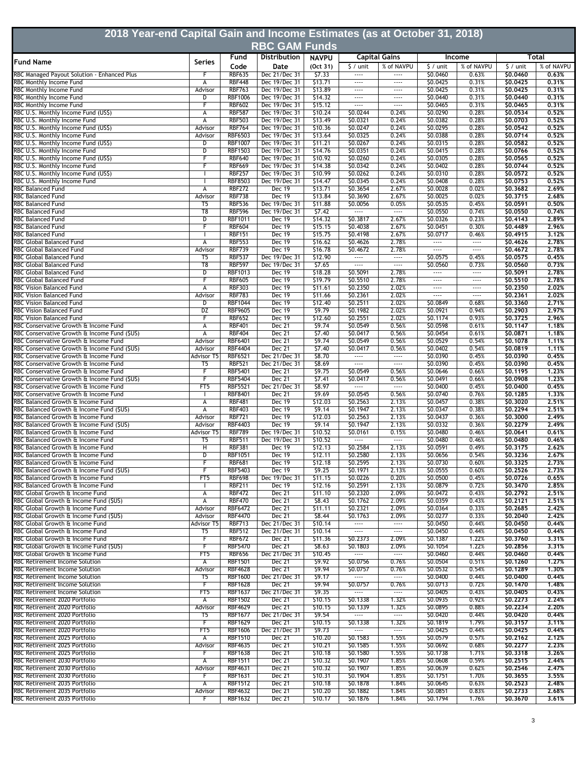# 2018 Year-end Capital Gain and Income Estimates (as at October 31, 2018)

## RBC GAM Funds

| Fund Name | Series | Fund Code | Distribution Date | NAVPU (Oct 31) | Capital Gains | | Income | | Total | |
|---|---|---|---|---|---|---|---|---|---|---|
| | | | | | $ / unit | % of NAVPU | $ / unit | % of NAVPU | $ / unit | % of NAVPU |
| RBC Managed Payout Solution - Enhanced Plus | F | RBF635 | Dec 21/Dec 31 | $7.33 | ---- | ---- | $0.0460 | 0.63% | **$0.0460** | **0.63%** |
| RBC Monthly Income Fund | A | RBF448 | Dec 19/Dec 31 | $13.71 | ---- | ---- | $0.0425 | 0.31% | **$0.0425** | **0.31%** |
| RBC Monthly Income Fund | Advisor | RBF763 | Dec 19/Dec 31 | $13.89 | ---- | ---- | $0.0425 | 0.31% | **$0.0425** | **0.31%** |
| RBC Monthly Income Fund | D | RBF1006 | Dec 19/Dec 31 | $14.32 | ---- | ---- | $0.0440 | 0.31% | **$0.0440** | **0.31%** |
| RBC Monthly Income Fund | F | RBF602 | Dec 19/Dec 31 | $15.12 | ---- | ---- | $0.0465 | 0.31% | **$0.0465** | **0.31%** |
| RBC U.S. Monthly Income Fund (US$) | A | RBF587 | Dec 19/Dec 31 | $10.24 | $0.0244 | 0.24% | $0.0290 | 0.28% | **$0.0534** | **0.52%** |
| RBC U.S. Monthly Income Fund | A | RBF503 | Dec 19/Dec 31 | $13.49 | $0.0321 | 0.24% | $0.0382 | 0.28% | **$0.0703** | **0.52%** |
| RBC U.S. Monthly Income Fund (US$) | Advisor | RBF764 | Dec 19/Dec 31 | $10.36 | $0.0247 | 0.24% | $0.0295 | 0.28% | **$0.0542** | **0.52%** |
| RBC U.S. Monthly Income Fund | Advisor | RBF6503 | Dec 19/Dec 31 | $13.64 | $0.0325 | 0.24% | $0.0388 | 0.28% | **$0.0714** | **0.52%** |
| RBC U.S. Monthly Income Fund (US$) | D | RBF1007 | Dec 19/Dec 31 | $11.21 | $0.0267 | 0.24% | $0.0315 | 0.28% | **$0.0582** | **0.52%** |
| RBC U.S. Monthly Income Fund | D | RBF1503 | Dec 19/Dec 31 | $14.76 | $0.0351 | 0.24% | $0.0415 | 0.28% | **$0.0766** | **0.52%** |
| RBC U.S. Monthly Income Fund (US$) | F | RBF640 | Dec 19/Dec 31 | $10.92 | $0.0260 | 0.24% | $0.0305 | 0.28% | **$0.0565** | **0.52%** |
| RBC U.S. Monthly Income Fund | F | RBF669 | Dec 19/Dec 31 | $14.38 | $0.0342 | 0.24% | $0.0402 | 0.28% | **$0.0744** | **0.52%** |
| RBC U.S. Monthly Income Fund (US$) | I | RBF257 | Dec 19/Dec 31 | $10.99 | $0.0262 | 0.24% | $0.0310 | 0.28% | **$0.0572** | **0.52%** |
| RBC U.S. Monthly Income Fund | I | RBF8503 | Dec 19/Dec 31 | $14.47 | $0.0345 | 0.24% | $0.0408 | 0.28% | **$0.0753** | **0.52%** |
| RBC Balanced Fund | A | RBF272 | Dec 19 | $13.71 | $0.3654 | 2.67% | $0.0028 | 0.02% | **$0.3682** | **2.69%** |
| RBC Balanced Fund | Advisor | RBF738 | Dec 19 | $13.84 | $0.3690 | 2.67% | $0.0025 | 0.02% | **$0.3715** | **2.68%** |
| RBC Balanced Fund | T5 | RBF536 | Dec 19/Dec 31 | $11.88 | $0.0056 | 0.05% | $0.0535 | 0.45% | **$0.0591** | **0.50%** |
| RBC Balanced Fund | T8 | RBF596 | Dec 19/Dec 31 | $7.42 | ---- | ---- | $0.0550 | 0.74% | **$0.0550** | **0.74%** |
| RBC Balanced Fund | D | RBF1011 | Dec 19 | $14.32 | $0.3817 | 2.67% | $0.0326 | 0.23% | **$0.4143** | **2.89%** |
| RBC Balanced Fund | F | RBF604 | Dec 19 | $15.15 | $0.4038 | 2.67% | $0.0451 | 0.30% | **$0.4489** | **2.96%** |
| RBC Balanced Fund | I | RBF151 | Dec 19 | $15.75 | $0.4198 | 2.67% | $0.0717 | 0.46% | **$0.4915** | **3.12%** |
| RBC Global Balanced Fund | A | RBF553 | Dec 19 | $16.62 | $0.4626 | 2.78% | ---- | ---- | **$0.4626** | **2.78%** |
| RBC Global Balanced Fund | Advisor | RBF739 | Dec 19 | $16.78 | $0.4672 | 2.78% | ---- | ---- | **$0.4672** | **2.78%** |
| RBC Global Balanced Fund | T5 | RBF537 | Dec 19/Dec 31 | $12.90 | ---- | ---- | $0.0575 | 0.45% | **$0.0575** | **0.45%** |
| RBC Global Balanced Fund | T8 | RBF597 | Dec 19/Dec 31 | $7.65 | ---- | ---- | $0.0560 | 0.73% | **$0.0560** | **0.73%** |
| RBC Global Balanced Fund | D | RBF1013 | Dec 19 | $18.28 | $0.5091 | 2.78% | ---- | ---- | **$0.5091** | **2.78%** |
| RBC Global Balanced Fund | F | RBF605 | Dec 19 | $19.79 | $0.5510 | 2.78% | ---- | ---- | **$0.5510** | **2.78%** |
| RBC Vision Balanced Fund | A | RBF303 | Dec 19 | $11.61 | $0.2350 | 2.02% | ---- | ---- | **$0.2350** | **2.02%** |
| RBC Vision Balanced Fund | Advisor | RBF783 | Dec 19 | $11.66 | $0.2361 | 2.02% | ---- | ---- | **$0.2361** | **2.02%** |
| RBC Vision Balanced Fund | D | RBF1044 | Dec 19 | $12.40 | $0.2511 | 2.02% | $0.0849 | 0.68% | **$0.3360** | **2.71%** |
| RBC Vision Balanced Fund | DZ | RBF9605 | Dec 19 | $9.79 | $0.1982 | 2.02% | $0.0921 | 0.94% | **$0.2903** | **2.97%** |
| RBC Vision Balanced Fund | F | RBF652 | Dec 19 | $12.60 | $0.2551 | 2.02% | $0.1174 | 0.93% | **$0.3725** | **2.96%** |
| RBC Conservative Growth & Income Fund | A | RBF401 | Dec 21 | $9.74 | $0.0549 | 0.56% | $0.0598 | 0.61% | **$0.1147** | **1.18%** |
| RBC Conservative Growth & Income Fund ($US) | A | RBF404 | Dec 21 | $7.40 | $0.0417 | 0.56% | $0.0454 | 0.61% | **$0.0871** | **1.18%** |
| RBC Conservative Growth & Income Fund | Advisor | RBF6401 | Dec 21 | $9.74 | $0.0549 | 0.56% | $0.0529 | 0.54% | **$0.1078** | **1.11%** |
| RBC Conservative Growth & Income Fund ($US) | Advisor | RBF4404 | Dec 21 | $7.40 | $0.0417 | 0.56% | $0.0402 | 0.54% | **$0.0819** | **1.11%** |
| RBC Conservative Growth & Income Fund | Advisor T5 | RBF6521 | Dec 21/Dec 31 | $8.70 | ---- | ---- | $0.0390 | 0.45% | **$0.0390** | **0.45%** |
| RBC Conservative Growth & Income Fund | T5 | RBF521 | Dec 21/Dec 31 | $8.69 | ---- | ---- | $0.0390 | 0.45% | **$0.0390** | **0.45%** |
| RBC Conservative Growth & Income Fund | F | RBF5401 | Dec 21 | $9.75 | $0.0549 | 0.56% | $0.0646 | 0.66% | **$0.1195** | **1.23%** |
| RBC Conservative Growth & Income Fund ($US) | F | RBF5404 | Dec 21 | $7.41 | $0.0417 | 0.56% | $0.0491 | 0.66% | **$0.0908** | **1.23%** |
| RBC Conservative Growth & Income Fund | FT5 | RBF5521 | Dec 21/Dec 31 | $8.97 | ---- | ---- | $0.0400 | 0.45% | **$0.0400** | **0.45%** |
| RBC Conservative Growth & Income Fund | I | RBF8401 | Dec 21 | $9.69 | $0.0545 | 0.56% | $0.0740 | 0.76% | **$0.1285** | **1.33%** |
| RBC Balanced Growth & Income Fund | A | RBF481 | Dec 19 | $12.03 | $0.2563 | 2.13% | $0.0457 | 0.38% | **$0.3020** | **2.51%** |
| RBC Balanced Growth & Income Fund ($US) | A | RBF403 | Dec 19 | $9.14 | $0.1947 | 2.13% | $0.0347 | 0.38% | **$0.2294** | **2.51%** |
| RBC Balanced Growth & Income Fund | Advisor | RBF721 | Dec 19 | $12.03 | $0.2563 | 2.13% | $0.0437 | 0.36% | **$0.3000** | **2.49%** |
| RBC Balanced Growth & Income Fund ($US) | Advisor | RBF4403 | Dec 19 | $9.14 | $0.1947 | 2.13% | $0.0332 | 0.36% | **$0.2279** | **2.49%** |
| RBC Balanced Growth & Income Fund | Advisor T5 | RBF789 | Dec 19/Dec 31 | $10.52 | $0.0161 | 0.15% | $0.0480 | 0.46% | **$0.0641** | **0.61%** |
| RBC Balanced Growth & Income Fund | T5 | RBF511 | Dec 19/Dec 31 | $10.52 | ---- | ---- | $0.0480 | 0.46% | **$0.0480** | **0.46%** |
| RBC Balanced Growth & Income Fund | H | RBF381 | Dec 19 | $12.13 | $0.2584 | 2.13% | $0.0591 | 0.49% | **$0.3175** | **2.62%** |
| RBC Balanced Growth & Income Fund | D | RBF1051 | Dec 19 | $12.11 | $0.2580 | 2.13% | $0.0656 | 0.54% | **$0.3236** | **2.67%** |
| RBC Balanced Growth & Income Fund | F | RBF681 | Dec 19 | $12.18 | $0.2595 | 2.13% | $0.0730 | 0.60% | **$0.3325** | **2.73%** |
| RBC Balanced Growth & Income Fund ($US) | F | RBF5403 | Dec 19 | $9.25 | $0.1971 | 2.13% | $0.0555 | 0.60% | **$0.2526** | **2.73%** |
| RBC Balanced Growth & Income Fund | FT5 | RBF698 | Dec 19/Dec 31 | $11.15 | $0.0226 | 0.20% | $0.0500 | 0.45% | **$0.0726** | **0.65%** |
| RBC Balanced Growth & Income Fund | I | RBF211 | Dec 19 | $12.16 | $0.2591 | 2.13% | $0.0879 | 0.72% | **$0.3470** | **2.85%** |
| RBC Global Growth & Income Fund | A | RBF472 | Dec 21 | $11.10 | $0.2320 | 2.09% | $0.0472 | 0.43% | **$0.2792** | **2.51%** |
| RBC Global Growth & Income Fund ($US) | A | RBF470 | Dec 21 | $8.43 | $0.1762 | 2.09% | $0.0359 | 0.43% | **$0.2121** | **2.51%** |
| RBC Global Growth & Income Fund | Advisor | RBF6472 | Dec 21 | $11.11 | $0.2321 | 2.09% | $0.0364 | 0.33% | **$0.2685** | **2.42%** |
| RBC Global Growth & Income Fund ($US) | Advisor | RBF4470 | Dec 21 | $8.44 | $0.1763 | 2.09% | $0.0277 | 0.33% | **$0.2040** | **2.42%** |
| RBC Global Growth & Income Fund | Advisor T5 | RBF713 | Dec 21/Dec 31 | $10.14 | ---- | ---- | $0.0450 | 0.44% | **$0.0450** | **0.44%** |
| RBC Global Growth & Income Fund | T5 | RBF512 | Dec 21/Dec 31 | $10.14 | ---- | ---- | $0.0450 | 0.44% | **$0.0450** | **0.44%** |
| RBC Global Growth & Income Fund | F | RBF672 | Dec 21 | $11.36 | $0.2373 | 2.09% | $0.1387 | 1.22% | **$0.3760** | **3.31%** |
| RBC Global Growth & Income Fund ($US) | F | RBF5470 | Dec 21 | $8.63 | $0.1803 | 2.09% | $0.1054 | 1.22% | **$0.2856** | **3.31%** |
| RBC Global Growth & Income Fund | FT5 | RBF656 | Dec 21/Dec 31 | $10.45 | ---- | ---- | $0.0460 | 0.44% | **$0.0460** | **0.44%** |
| RBC Retirement Income Solution | A | RBF1501 | Dec 21 | $9.92 | $0.0756 | 0.76% | $0.0504 | 0.51% | **$0.1260** | **1.27%** |
| RBC Retirement Income Solution | Advisor | RBF4628 | Dec 21 | $9.94 | $0.0757 | 0.76% | $0.0532 | 0.54% | **$0.1289** | **1.30%** |
| RBC Retirement Income Solution | T5 | RBF1600 | Dec 21/Dec 31 | $9.17 | ---- | ---- | $0.0400 | 0.44% | **$0.0400** | **0.44%** |
| RBC Retirement Income Solution | F | RBF1628 | Dec 21 | $9.94 | $0.0757 | 0.76% | $0.0713 | 0.72% | **$0.1470** | **1.48%** |
| RBC Retirement Income Solution | FT5 | RBF1637 | Dec 21/Dec 31 | $9.35 | ---- | ---- | $0.0405 | 0.43% | **$0.0405** | **0.43%** |
| RBC Retirement 2020 Portfolio | A | RBF1502 | Dec 21 | $10.15 | $0.1338 | 1.32% | $0.0935 | 0.92% | **$0.2273** | **2.24%** |
| RBC Retirement 2020 Portfolio | Advisor | RBF4629 | Dec 21 | $10.15 | $0.1339 | 1.32% | $0.0895 | 0.88% | **$0.2234** | **2.20%** |
| RBC Retirement 2020 Portfolio | T5 | RBF1677 | Dec 21/Dec 31 | $9.54 | ---- | ---- | $0.0420 | 0.44% | **$0.0420** | **0.44%** |
| RBC Retirement 2020 Portfolio | F | RBF1629 | Dec 21 | $10.15 | $0.1338 | 1.32% | $0.1819 | 1.79% | **$0.3157** | **3.11%** |
| RBC Retirement 2020 Portfolio | FT5 | RBF1606 | Dec 21/Dec 31 | $9.73 | ---- | ---- | $0.0425 | 0.44% | **$0.0425** | **0.44%** |
| RBC Retirement 2025 Portfolio | A | RBF1510 | Dec 21 | $10.20 | $0.1583 | 1.55% | $0.0579 | 0.57% | **$0.2162** | **2.12%** |
| RBC Retirement 2025 Portfolio | Advisor | RBF4635 | Dec 21 | $10.21 | $0.1585 | 1.55% | $0.0692 | 0.68% | **$0.2277** | **2.23%** |
| RBC Retirement 2025 Portfolio | F | RBF1638 | Dec 21 | $10.18 | $0.1580 | 1.55% | $0.1738 | 1.71% | **$0.3318** | **3.26%** |
| RBC Retirement 2030 Portfolio | A | RBF1511 | Dec 21 | $10.32 | $0.1907 | 1.85% | $0.0608 | 0.59% | **$0.2515** | **2.44%** |
| RBC Retirement 2030 Portfolio | Advisor | RBF4631 | Dec 21 | $10.32 | $0.1907 | 1.85% | $0.0639 | 0.62% | **$0.2546** | **2.47%** |
| RBC Retirement 2030 Portfolio | F | RBF1631 | Dec 21 | $10.31 | $0.1904 | 1.85% | $0.1751 | 1.70% | **$0.3655** | **3.55%** |
| RBC Retirement 2035 Portfolio | A | RBF1512 | Dec 21 | $10.18 | $0.1878 | 1.84% | $0.0645 | 0.63% | **$0.2523** | **2.48%** |
| RBC Retirement 2035 Portfolio | Advisor | RBF4632 | Dec 21 | $10.20 | $0.1882 | 1.84% | $0.0851 | 0.83% | **$0.2733** | **2.68%** |
| RBC Retirement 2035 Portfolio | F | RBF1632 | Dec 21 | $10.17 | $0.1876 | 1.84% | $0.1794 | 1.76% | **$0.3670** | **3.61%** |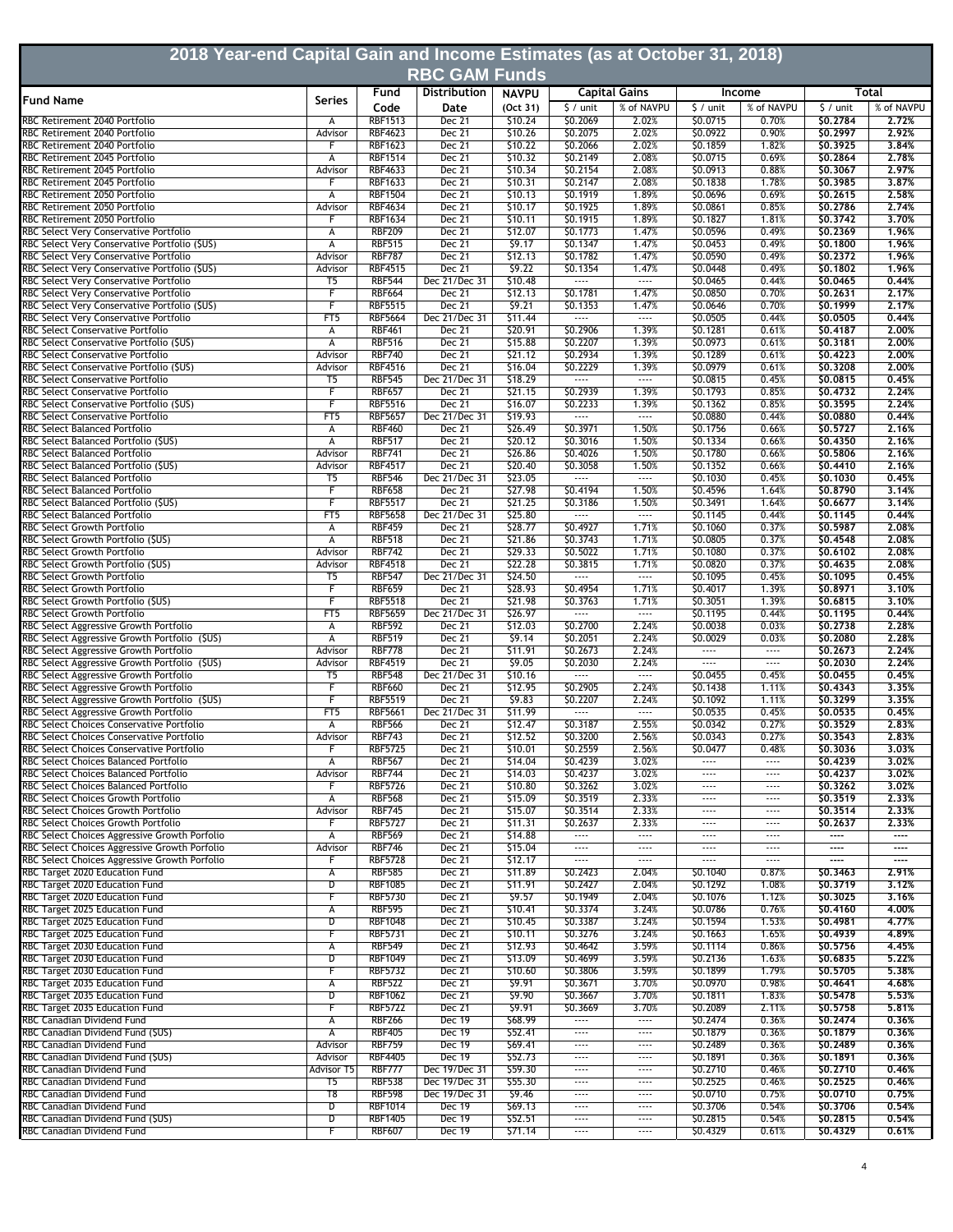# 2018 Year-end Capital Gain and Income Estimates (as at October 31, 2018)

## RBC GAM Funds

| Fund Name | Series | Fund Code | Distribution Date | NAVPU (Oct 31) | Capital Gains | | Income | | Total | |
|---|---|---|---|---|---|---|---|---|---|---|
| | | | | | $ / unit | % of NAVPU | $ / unit | % of NAVPU | $ / unit | % of NAVPU |
| RBC Retirement 2040 Portfolio | A | RBF1513 | Dec 21 | $10.24 | $0.2069 | 2.02% | $0.0715 | 0.70% | **$0.2784** | **2.72%** |
| RBC Retirement 2040 Portfolio | Advisor | RBF4623 | Dec 21 | $10.26 | $0.2075 | 2.02% | $0.0922 | 0.90% | **$0.2997** | **2.92%** |
| RBC Retirement 2040 Portfolio | F | RBF1623 | Dec 21 | $10.22 | $0.2066 | 2.02% | $0.1859 | 1.82% | **$0.3925** | **3.84%** |
| RBC Retirement 2045 Portfolio | A | RBF1514 | Dec 21 | $10.32 | $0.2149 | 2.08% | $0.0715 | 0.69% | **$0.2864** | **2.78%** |
| RBC Retirement 2045 Portfolio | Advisor | RBF4633 | Dec 21 | $10.34 | $0.2154 | 2.08% | $0.0913 | 0.88% | **$0.3067** | **2.97%** |
| RBC Retirement 2045 Portfolio | F | RBF1633 | Dec 21 | $10.31 | $0.2147 | 2.08% | $0.1838 | 1.78% | **$0.3985** | **3.87%** |
| RBC Retirement 2050 Portfolio | A | RBF1504 | Dec 21 | $10.13 | $0.1919 | 1.89% | $0.0696 | 0.69% | **$0.2615** | **2.58%** |
| RBC Retirement 2050 Portfolio | Advisor | RBF4634 | Dec 21 | $10.17 | $0.1925 | 1.89% | $0.0861 | 0.85% | **$0.2786** | **2.74%** |
| RBC Retirement 2050 Portfolio | F | RBF1634 | Dec 21 | $10.11 | $0.1915 | 1.89% | $0.1827 | 1.81% | **$0.3742** | **3.70%** |
| RBC Select Very Conservative Portfolio | A | RBF209 | Dec 21 | $12.07 | $0.1773 | 1.47% | $0.0596 | 0.49% | **$0.2369** | **1.96%** |
| RBC Select Very Conservative Portfolio ($US) | A | RBF515 | Dec 21 | $9.17 | $0.1347 | 1.47% | $0.0453 | 0.49% | **$0.1800** | **1.96%** |
| RBC Select Very Conservative Portfolio | Advisor | RBF787 | Dec 21 | $12.13 | $0.1782 | 1.47% | $0.0590 | 0.49% | **$0.2372** | **1.96%** |
| RBC Select Very Conservative Portfolio ($US) | Advisor | RBF4515 | Dec 21 | $9.22 | $0.1354 | 1.47% | $0.0448 | 0.49% | **$0.1802** | **1.96%** |
| RBC Select Very Conservative Portfolio | T5 | RBF544 | Dec 21/Dec 31 | $10.48 | ---- | ---- | $0.0465 | 0.44% | **$0.0465** | **0.44%** |
| RBC Select Very Conservative Portfolio | F | RBF664 | Dec 21 | $12.13 | $0.1781 | 1.47% | $0.0850 | 0.70% | **$0.2631** | **2.17%** |
| RBC Select Very Conservative Portfolio ($US) | F | RBF5515 | Dec 21 | $9.21 | $0.1353 | 1.47% | $0.0646 | 0.70% | **$0.1999** | **2.17%** |
| RBC Select Very Conservative Portfolio | FT5 | RBF5664 | Dec 21/Dec 31 | $11.44 | ---- | ---- | $0.0505 | 0.44% | **$0.0505** | **0.44%** |
| RBC Select Conservative Portfolio | A | RBF461 | Dec 21 | $20.91 | $0.2906 | 1.39% | $0.1281 | 0.61% | **$0.4187** | **2.00%** |
| RBC Select Conservative Portfolio ($US) | A | RBF516 | Dec 21 | $15.88 | $0.2207 | 1.39% | $0.0973 | 0.61% | **$0.3181** | **2.00%** |
| RBC Select Conservative Portfolio | Advisor | RBF740 | Dec 21 | $21.12 | $0.2934 | 1.39% | $0.1289 | 0.61% | **$0.4223** | **2.00%** |
| RBC Select Conservative Portfolio ($US) | Advisor | RBF4516 | Dec 21 | $16.04 | $0.2229 | 1.39% | $0.0979 | 0.61% | **$0.3208** | **2.00%** |
| RBC Select Conservative Portfolio | T5 | RBF545 | Dec 21/Dec 31 | $18.29 | ---- | ---- | $0.0815 | 0.45% | **$0.0815** | **0.45%** |
| RBC Select Conservative Portfolio | F | RBF657 | Dec 21 | $21.15 | $0.2939 | 1.39% | $0.1793 | 0.85% | **$0.4732** | **2.24%** |
| RBC Select Conservative Portfolio ($US) | F | RBF5516 | Dec 21 | $16.07 | $0.2233 | 1.39% | $0.1362 | 0.85% | **$0.3595** | **2.24%** |
| RBC Select Conservative Portfolio | FT5 | RBF5657 | Dec 21/Dec 31 | $19.93 | ---- | ---- | $0.0880 | 0.44% | **$0.0880** | **0.44%** |
| RBC Select Balanced Portfolio | A | RBF460 | Dec 21 | $26.49 | $0.3971 | 1.50% | $0.1756 | 0.66% | **$0.5727** | **2.16%** |
| RBC Select Balanced Portfolio ($US) | A | RBF517 | Dec 21 | $20.12 | $0.3016 | 1.50% | $0.1334 | 0.66% | **$0.4350** | **2.16%** |
| RBC Select Balanced Portfolio | Advisor | RBF741 | Dec 21 | $26.86 | $0.4026 | 1.50% | $0.1780 | 0.66% | **$0.5806** | **2.16%** |
| RBC Select Balanced Portfolio ($US) | Advisor | RBF4517 | Dec 21 | $20.40 | $0.3058 | 1.50% | $0.1352 | 0.66% | **$0.4410** | **2.16%** |
| RBC Select Balanced Portfolio | T5 | RBF546 | Dec 21/Dec 31 | $23.05 | ---- | ---- | $0.1030 | 0.45% | **$0.1030** | **0.45%** |
| RBC Select Balanced Portfolio | F | RBF658 | Dec 21 | $27.98 | $0.4194 | 1.50% | $0.4596 | 1.64% | **$0.8790** | **3.14%** |
| RBC Select Balanced Portfolio ($US) | F | RBF5517 | Dec 21 | $21.25 | $0.3186 | 1.50% | $0.3491 | 1.64% | **$0.6677** | **3.14%** |
| RBC Select Balanced Portfolio | FT5 | RBF5658 | Dec 21/Dec 31 | $25.80 | ---- | ---- | $0.1145 | 0.44% | **$0.1145** | **0.44%** |
| RBC Select Growth Portfolio | A | RBF459 | Dec 21 | $28.77 | $0.4927 | 1.71% | $0.1060 | 0.37% | **$0.5987** | **2.08%** |
| RBC Select Growth Portfolio ($US) | A | RBF518 | Dec 21 | $21.86 | $0.3743 | 1.71% | $0.0805 | 0.37% | **$0.4548** | **2.08%** |
| RBC Select Growth Portfolio | Advisor | RBF742 | Dec 21 | $29.33 | $0.5022 | 1.71% | $0.1080 | 0.37% | **$0.6102** | **2.08%** |
| RBC Select Growth Portfolio ($US) | Advisor | RBF4518 | Dec 21 | $22.28 | $0.3815 | 1.71% | $0.0820 | 0.37% | **$0.4635** | **2.08%** |
| RBC Select Growth Portfolio | T5 | RBF547 | Dec 21/Dec 31 | $24.50 | ---- | ---- | $0.1095 | 0.45% | **$0.1095** | **0.45%** |
| RBC Select Growth Portfolio | F | RBF659 | Dec 21 | $28.93 | $0.4954 | 1.71% | $0.4017 | 1.39% | **$0.8971** | **3.10%** |
| RBC Select Growth Portfolio ($US) | F | RBF5518 | Dec 21 | $21.98 | $0.3763 | 1.71% | $0.3051 | 1.39% | **$0.6815** | **3.10%** |
| RBC Select Growth Portfolio | FT5 | RBF5659 | Dec 21/Dec 31 | $26.97 | ---- | ---- | $0.1195 | 0.44% | **$0.1195** | **0.44%** |
| RBC Select Aggressive Growth Portfolio | A | RBF592 | Dec 21 | $12.03 | $0.2700 | 2.24% | $0.0038 | 0.03% | **$0.2738** | **2.28%** |
| RBC Select Aggressive Growth Portfolio ($US) | A | RBF519 | Dec 21 | $9.14 | $0.2051 | 2.24% | $0.0029 | 0.03% | **$0.2080** | **2.28%** |
| RBC Select Aggressive Growth Portfolio | Advisor | RBF778 | Dec 21 | $11.91 | $0.2673 | 2.24% | ---- | ---- | **$0.2673** | **2.24%** |
| RBC Select Aggressive Growth Portfolio ($US) | Advisor | RBF4519 | Dec 21 | $9.05 | $0.2030 | 2.24% | ---- | ---- | **$0.2030** | **2.24%** |
| RBC Select Aggressive Growth Portfolio | T5 | RBF548 | Dec 21/Dec 31 | $10.16 | ---- | ---- | $0.0455 | 0.45% | **$0.0455** | **0.45%** |
| RBC Select Aggressive Growth Portfolio | F | RBF660 | Dec 21 | $12.95 | $0.2905 | 2.24% | $0.1438 | 1.11% | **$0.4343** | **3.35%** |
| RBC Select Aggressive Growth Portfolio ($US) | F | RBF5519 | Dec 21 | $9.83 | $0.2207 | 2.24% | $0.1092 | 1.11% | **$0.3299** | **3.35%** |
| RBC Select Aggressive Growth Portfolio | FT5 | RBF5661 | Dec 21/Dec 31 | $11.99 | ---- | ---- | $0.0535 | 0.45% | **$0.0535** | **0.45%** |
| RBC Select Choices Conservative Portfolio | A | RBF566 | Dec 21 | $12.47 | $0.3187 | 2.55% | $0.0342 | 0.27% | **$0.3529** | **2.83%** |
| RBC Select Choices Conservative Portfolio | Advisor | RBF743 | Dec 21 | $12.52 | $0.3200 | 2.56% | $0.0343 | 0.27% | **$0.3543** | **2.83%** |
| RBC Select Choices Conservative Portfolio | F | RBF5725 | Dec 21 | $10.01 | $0.2559 | 2.56% | $0.0477 | 0.48% | **$0.3036** | **3.03%** |
| RBC Select Choices Balanced Portfolio | A | RBF567 | Dec 21 | $14.04 | $0.4239 | 3.02% | ---- | ---- | **$0.4239** | **3.02%** |
| RBC Select Choices Balanced Portfolio | Advisor | RBF744 | Dec 21 | $14.03 | $0.4237 | 3.02% | ---- | ---- | **$0.4237** | **3.02%** |
| RBC Select Choices Balanced Portfolio | F | RBF5726 | Dec 21 | $10.80 | $0.3262 | 3.02% | ---- | ---- | **$0.3262** | **3.02%** |
| RBC Select Choices Growth Portfolio | A | RBF568 | Dec 21 | $15.09 | $0.3519 | 2.33% | ---- | ---- | **$0.3519** | **2.33%** |
| RBC Select Choices Growth Portfolio | Advisor | RBF745 | Dec 21 | $15.07 | $0.3514 | 2.33% | ---- | ---- | **$0.3514** | **2.33%** |
| RBC Select Choices Growth Portfolio | F | RBF5727 | Dec 21 | $11.31 | $0.2637 | 2.33% | ---- | ---- | **$0.2637** | **2.33%** |
| RBC Select Choices Aggressive Growth Porfolio | A | RBF569 | Dec 21 | $14.88 | ---- | ---- | ---- | ---- | **----** | **----** |
| RBC Select Choices Aggressive Growth Porfolio | Advisor | RBF746 | Dec 21 | $15.04 | ---- | ---- | ---- | ---- | **----** | **----** |
| RBC Select Choices Aggressive Growth Porfolio | F | RBF5728 | Dec 21 | $12.17 | ---- | ---- | ---- | ---- | **----** | **----** |
| RBC Target 2020 Education Fund | A | RBF585 | Dec 21 | $11.89 | $0.2423 | 2.04% | $0.1040 | 0.87% | **$0.3463** | **2.91%** |
| RBC Target 2020 Education Fund | D | RBF1085 | Dec 21 | $11.91 | $0.2427 | 2.04% | $0.1292 | 1.08% | **$0.3719** | **3.12%** |
| RBC Target 2020 Education Fund | F | RBF5730 | Dec 21 | $9.57 | $0.1949 | 2.04% | $0.1076 | 1.12% | **$0.3025** | **3.16%** |
| RBC Target 2025 Education Fund | A | RBF595 | Dec 21 | $10.41 | $0.3374 | 3.24% | $0.0786 | 0.76% | **$0.4160** | **4.00%** |
| RBC Target 2025 Education Fund | D | RBF1048 | Dec 21 | $10.45 | $0.3387 | 3.24% | $0.1594 | 1.53% | **$0.4981** | **4.77%** |
| RBC Target 2025 Education Fund | F | RBF5731 | Dec 21 | $10.11 | $0.3276 | 3.24% | $0.1663 | 1.65% | **$0.4939** | **4.89%** |
| RBC Target 2030 Education Fund | A | RBF549 | Dec 21 | $12.93 | $0.4642 | 3.59% | $0.1114 | 0.86% | **$0.5756** | **4.45%** |
| RBC Target 2030 Education Fund | D | RBF1049 | Dec 21 | $13.09 | $0.4699 | 3.59% | $0.2136 | 1.63% | **$0.6835** | **5.22%** |
| RBC Target 2030 Education Fund | F | RBF5732 | Dec 21 | $10.60 | $0.3806 | 3.59% | $0.1899 | 1.79% | **$0.5705** | **5.38%** |
| RBC Target 2035 Education Fund | A | RBF522 | Dec 21 | $9.91 | $0.3671 | 3.70% | $0.0970 | 0.98% | **$0.4641** | **4.68%** |
| RBC Target 2035 Education Fund | D | RBF1062 | Dec 21 | $9.90 | $0.3667 | 3.70% | $0.1811 | 1.83% | **$0.5478** | **5.53%** |
| RBC Target 2035 Education Fund | F | RBF5722 | Dec 21 | $9.91 | $0.3669 | 3.70% | $0.2089 | 2.11% | **$0.5758** | **5.81%** |
| RBC Canadian Dividend Fund | A | RBF266 | Dec 19 | $68.99 | ---- | ---- | $0.2474 | 0.36% | **$0.2474** | **0.36%** |
| RBC Canadian Dividend Fund ($US) | A | RBF405 | Dec 19 | $52.41 | ---- | ---- | $0.1879 | 0.36% | **$0.1879** | **0.36%** |
| RBC Canadian Dividend Fund | Advisor | RBF759 | Dec 19 | $69.41 | ---- | ---- | $0.2489 | 0.36% | **$0.2489** | **0.36%** |
| RBC Canadian Dividend Fund ($US) | Advisor | RBF4405 | Dec 19 | $52.73 | ---- | ---- | $0.1891 | 0.36% | **$0.1891** | **0.36%** |
| RBC Canadian Dividend Fund | Advisor T5 | RBF777 | Dec 19/Dec 31 | $59.30 | ---- | ---- | $0.2710 | 0.46% | **$0.2710** | **0.46%** |
| RBC Canadian Dividend Fund | T5 | RBF538 | Dec 19/Dec 31 | $55.30 | ---- | ---- | $0.2525 | 0.46% | **$0.2525** | **0.46%** |
| RBC Canadian Dividend Fund | T8 | RBF598 | Dec 19/Dec 31 | $9.46 | ---- | ---- | $0.0710 | 0.75% | **$0.0710** | **0.75%** |
| RBC Canadian Dividend Fund | D | RBF1014 | Dec 19 | $69.13 | ---- | ---- | $0.3706 | 0.54% | **$0.3706** | **0.54%** |
| RBC Canadian Dividend Fund ($US) | D | RBF1405 | Dec 19 | $52.51 | ---- | ---- | $0.2815 | 0.54% | **$0.2815** | **0.54%** |
| RBC Canadian Dividend Fund | F | RBF607 | Dec 19 | $71.14 | ---- | ---- | $0.4329 | 0.61% | **$0.4329** | **0.61%** |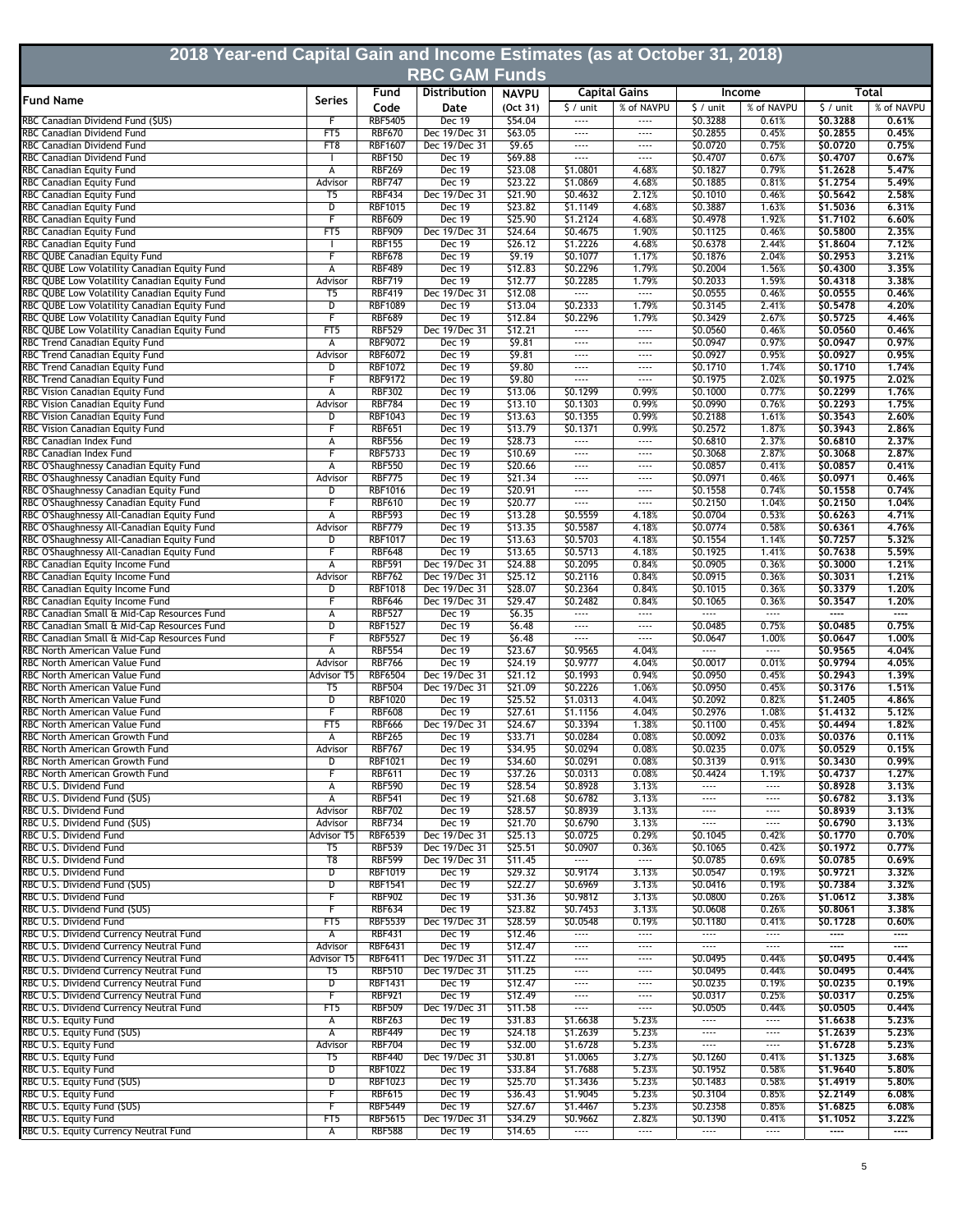# 2018 Year-end Capital Gain and Income Estimates (as at October 31, 2018)

## RBC GAM Funds

| Fund Name | Series | Fund Code | Distribution Date | NAVPU (Oct 31) | Capital Gains | | Income | | Total | |
|---|---|---|---|---|---|---|---|---|---|---|
| | | | | | $ / unit | % of NAVPU | $ / unit | % of NAVPU | $ / unit | % of NAVPU |
| RBC Canadian Dividend Fund ($US) | F | RBF5405 | Dec 19 | $54.04 | ---- | ---- | $0.3288 | 0.61% | **$0.3288** | **0.61%** |
| RBC Canadian Dividend Fund | FT5 | RBF670 | Dec 19/Dec 31 | $63.05 | ---- | ---- | $0.2855 | 0.45% | **$0.2855** | **0.45%** |
| RBC Canadian Dividend Fund | FT8 | RBF1607 | Dec 19/Dec 31 | $9.65 | ---- | ---- | $0.0720 | 0.75% | **$0.0720** | **0.75%** |
| RBC Canadian Dividend Fund | I | RBF150 | Dec 19 | $69.88 | ---- | ---- | $0.4707 | 0.67% | **$0.4707** | **0.67%** |
| RBC Canadian Equity Fund | A | RBF269 | Dec 19 | $23.08 | $1.0801 | 4.68% | $0.1827 | 0.79% | **$1.2628** | **5.47%** |
| RBC Canadian Equity Fund | Advisor | RBF747 | Dec 19 | $23.22 | $1.0869 | 4.68% | $0.1885 | 0.81% | **$1.2754** | **5.49%** |
| RBC Canadian Equity Fund | T5 | RBF434 | Dec 19/Dec 31 | $21.90 | $0.4632 | 2.12% | $0.1010 | 0.46% | **$0.5642** | **2.58%** |
| RBC Canadian Equity Fund | D | RBF1015 | Dec 19 | $23.82 | $1.1149 | 4.68% | $0.3887 | 1.63% | **$1.5036** | **6.31%** |
| RBC Canadian Equity Fund | F | RBF609 | Dec 19 | $25.90 | $1.2124 | 4.68% | $0.4978 | 1.92% | **$1.7102** | **6.60%** |
| RBC Canadian Equity Fund | FT5 | RBF909 | Dec 19/Dec 31 | $24.64 | $0.4675 | 1.90% | $0.1125 | 0.46% | **$0.5800** | **2.35%** |
| RBC Canadian Equity Fund | I | RBF155 | Dec 19 | $26.12 | $1.2226 | 4.68% | $0.6378 | 2.44% | **$1.8604** | **7.12%** |
| RBC QUBE Canadian Equity Fund | F | RBF678 | Dec 19 | $9.19 | $0.1077 | 1.17% | $0.1876 | 2.04% | **$0.2953** | **3.21%** |
| RBC QUBE Low Volatility Canadian Equity Fund | A | RBF489 | Dec 19 | $12.83 | $0.2296 | 1.79% | $0.2004 | 1.56% | **$0.4300** | **3.35%** |
| RBC QUBE Low Volatility Canadian Equity Fund | Advisor | RBF719 | Dec 19 | $12.77 | $0.2285 | 1.79% | $0.2033 | 1.59% | **$0.4318** | **3.38%** |
| RBC QUBE Low Volatility Canadian Equity Fund | T5 | RBF419 | Dec 19/Dec 31 | $12.08 | ---- | ---- | $0.0555 | 0.46% | **$0.0555** | **0.46%** |
| RBC QUBE Low Volatility Canadian Equity Fund | D | RBF1089 | Dec 19 | $13.04 | $0.2333 | 1.79% | $0.3145 | 2.41% | **$0.5478** | **4.20%** |
| RBC QUBE Low Volatility Canadian Equity Fund | F | RBF689 | Dec 19 | $12.84 | $0.2296 | 1.79% | $0.3429 | 2.67% | **$0.5725** | **4.46%** |
| RBC QUBE Low Volatility Canadian Equity Fund | FT5 | RBF529 | Dec 19/Dec 31 | $12.21 | ---- | ---- | $0.0560 | 0.46% | **$0.0560** | **0.46%** |
| RBC Trend Canadian Equity Fund | A | RBF9072 | Dec 19 | $9.81 | ---- | ---- | $0.0947 | 0.97% | **$0.0947** | **0.97%** |
| RBC Trend Canadian Equity Fund | Advisor | RBF6072 | Dec 19 | $9.81 | ---- | ---- | $0.0927 | 0.95% | **$0.0927** | **0.95%** |
| RBC Trend Canadian Equity Fund | D | RBF1072 | Dec 19 | $9.80 | ---- | ---- | $0.1710 | 1.74% | **$0.1710** | **1.74%** |
| RBC Trend Canadian Equity Fund | F | RBF9172 | Dec 19 | $9.80 | ---- | ---- | $0.1975 | 2.02% | **$0.1975** | **2.02%** |
| RBC Vision Canadian Equity Fund | A | RBF302 | Dec 19 | $13.06 | $0.1299 | 0.99% | $0.1000 | 0.77% | **$0.2299** | **1.76%** |
| RBC Vision Canadian Equity Fund | Advisor | RBF784 | Dec 19 | $13.10 | $0.1303 | 0.99% | $0.0990 | 0.76% | **$0.2293** | **1.75%** |
| RBC Vision Canadian Equity Fund | D | RBF1043 | Dec 19 | $13.63 | $0.1355 | 0.99% | $0.2188 | 1.61% | **$0.3543** | **2.60%** |
| RBC Vision Canadian Equity Fund | F | RBF651 | Dec 19 | $13.79 | $0.1371 | 0.99% | $0.2572 | 1.87% | **$0.3943** | **2.86%** |
| RBC Canadian Index Fund | A | RBF556 | Dec 19 | $28.73 | ---- | ---- | $0.6810 | 2.37% | **$0.6810** | **2.37%** |
| RBC Canadian Index Fund | F | RBF5733 | Dec 19 | $10.69 | ---- | ---- | $0.3068 | 2.87% | **$0.3068** | **2.87%** |
| RBC O'Shaughnessy Canadian Equity Fund | A | RBF550 | Dec 19 | $20.66 | ---- | ---- | $0.0857 | 0.41% | **$0.0857** | **0.41%** |
| RBC O'Shaughnessy Canadian Equity Fund | Advisor | RBF775 | Dec 19 | $21.34 | ---- | ---- | $0.0971 | 0.46% | **$0.0971** | **0.46%** |
| RBC O'Shaughnessy Canadian Equity Fund | D | RBF1016 | Dec 19 | $20.91 | ---- | ---- | $0.1558 | 0.74% | **$0.1558** | **0.74%** |
| RBC O'Shaughnessy Canadian Equity Fund | F | RBF610 | Dec 19 | $20.77 | ---- | ---- | $0.2150 | 1.04% | **$0.2150** | **1.04%** |
| RBC O'Shaughnessy All-Canadian Equity Fund | A | RBF593 | Dec 19 | $13.28 | $0.5559 | 4.18% | $0.0704 | 0.53% | **$0.6263** | **4.71%** |
| RBC O'Shaughnessy All-Canadian Equity Fund | Advisor | RBF779 | Dec 19 | $13.35 | $0.5587 | 4.18% | $0.0774 | 0.58% | **$0.6361** | **4.76%** |
| RBC O'Shaughnessy All-Canadian Equity Fund | D | RBF1017 | Dec 19 | $13.63 | $0.5703 | 4.18% | $0.1554 | 1.14% | **$0.7257** | **5.32%** |
| RBC O'Shaughnessy All-Canadian Equity Fund | F | RBF648 | Dec 19 | $13.65 | $0.5713 | 4.18% | $0.1925 | 1.41% | **$0.7638** | **5.59%** |
| RBC Canadian Equity Income Fund | A | RBF591 | Dec 19/Dec 31 | $24.88 | $0.2095 | 0.84% | $0.0905 | 0.36% | **$0.3000** | **1.21%** |
| RBC Canadian Equity Income Fund | Advisor | RBF762 | Dec 19/Dec 31 | $25.12 | $0.2116 | 0.84% | $0.0915 | 0.36% | **$0.3031** | **1.21%** |
| RBC Canadian Equity Income Fund | D | RBF1018 | Dec 19/Dec 31 | $28.07 | $0.2364 | 0.84% | $0.1015 | 0.36% | **$0.3379** | **1.20%** |
| RBC Canadian Equity Income Fund | F | RBF646 | Dec 19/Dec 31 | $29.47 | $0.2482 | 0.84% | $0.1065 | 0.36% | **$0.3547** | **1.20%** |
| RBC Canadian Small & Mid-Cap Resources Fund | A | RBF527 | Dec 19 | $6.35 | ---- | ---- | ---- | ---- | **----** | **----** |
| RBC Canadian Small & Mid-Cap Resources Fund | D | RBF1527 | Dec 19 | $6.48 | ---- | ---- | $0.0485 | 0.75% | **$0.0485** | **0.75%** |
| RBC Canadian Small & Mid-Cap Resources Fund | F | RBF5527 | Dec 19 | $6.48 | ---- | ---- | $0.0647 | 1.00% | **$0.0647** | **1.00%** |
| RBC North American Value Fund | A | RBF554 | Dec 19 | $23.67 | $0.9565 | 4.04% | ---- | ---- | **$0.9565** | **4.04%** |
| RBC North American Value Fund | Advisor | RBF766 | Dec 19 | $24.19 | $0.9777 | 4.04% | $0.0017 | 0.01% | **$0.9794** | **4.05%** |
| RBC North American Value Fund | Advisor T5 | RBF6504 | Dec 19/Dec 31 | $21.12 | $0.1993 | 0.94% | $0.0950 | 0.45% | **$0.2943** | **1.39%** |
| RBC North American Value Fund | T5 | RBF504 | Dec 19/Dec 31 | $21.09 | $0.2226 | 1.06% | $0.0950 | 0.45% | **$0.3176** | **1.51%** |
| RBC North American Value Fund | D | RBF1020 | Dec 19 | $25.52 | $1.0313 | 4.04% | $0.2092 | 0.82% | **$1.2405** | **4.86%** |
| RBC North American Value Fund | F | RBF608 | Dec 19 | $27.61 | $1.1156 | 4.04% | $0.2976 | 1.08% | **$1.4132** | **5.12%** |
| RBC North American Value Fund | FT5 | RBF666 | Dec 19/Dec 31 | $24.67 | $0.3394 | 1.38% | $0.1100 | 0.45% | **$0.4494** | **1.82%** |
| RBC North American Growth Fund | A | RBF265 | Dec 19 | $33.71 | $0.0284 | 0.08% | $0.0092 | 0.03% | **$0.0376** | **0.11%** |
| RBC North American Growth Fund | Advisor | RBF767 | Dec 19 | $34.95 | $0.0294 | 0.08% | $0.0235 | 0.07% | **$0.0529** | **0.15%** |
| RBC North American Growth Fund | D | RBF1021 | Dec 19 | $34.60 | $0.0291 | 0.08% | $0.3139 | 0.91% | **$0.3430** | **0.99%** |
| RBC North American Growth Fund | F | RBF611 | Dec 19 | $37.26 | $0.0313 | 0.08% | $0.4424 | 1.19% | **$0.4737** | **1.27%** |
| RBC U.S. Dividend Fund | A | RBF590 | Dec 19 | $28.54 | $0.8928 | 3.13% | ---- | ---- | **$0.8928** | **3.13%** |
| RBC U.S. Dividend Fund ($US) | A | RBF541 | Dec 19 | $21.68 | $0.6782 | 3.13% | ---- | ---- | **$0.6782** | **3.13%** |
| RBC U.S. Dividend Fund | Advisor | RBF702 | Dec 19 | $28.57 | $0.8939 | 3.13% | ---- | ---- | **$0.8939** | **3.13%** |
| RBC U.S. Dividend Fund ($US) | Advisor | RBF734 | Dec 19 | $21.70 | $0.6790 | 3.13% | ---- | ---- | **$0.6790** | **3.13%** |
| RBC U.S. Dividend Fund | Advisor T5 | RBF6539 | Dec 19/Dec 31 | $25.13 | $0.0725 | 0.29% | $0.1045 | 0.42% | **$0.1770** | **0.70%** |
| RBC U.S. Dividend Fund | T5 | RBF539 | Dec 19/Dec 31 | $25.51 | $0.0907 | 0.36% | $0.1065 | 0.42% | **$0.1972** | **0.77%** |
| RBC U.S. Dividend Fund | T8 | RBF599 | Dec 19/Dec 31 | $11.45 | ---- | ---- | $0.0785 | 0.69% | **$0.0785** | **0.69%** |
| RBC U.S. Dividend Fund | D | RBF1019 | Dec 19 | $29.32 | $0.9174 | 3.13% | $0.0547 | 0.19% | **$0.9721** | **3.32%** |
| RBC U.S. Dividend Fund ($US) | D | RBF1541 | Dec 19 | $22.27 | $0.6969 | 3.13% | $0.0416 | 0.19% | **$0.7384** | **3.32%** |
| RBC U.S. Dividend Fund | F | RBF902 | Dec 19 | $31.36 | $0.9812 | 3.13% | $0.0800 | 0.26% | **$1.0612** | **3.38%** |
| RBC U.S. Dividend Fund ($US) | F | RBF634 | Dec 19 | $23.82 | $0.7453 | 3.13% | $0.0608 | 0.26% | **$0.8061** | **3.38%** |
| RBC U.S. Dividend Fund | FT5 | RBF5539 | Dec 19/Dec 31 | $28.59 | $0.0548 | 0.19% | $0.1180 | 0.41% | **$0.1728** | **0.60%** |
| RBC U.S. Dividend Currency Neutral Fund | A | RBF431 | Dec 19 | $12.46 | ---- | ---- | ---- | ---- | **----** | **----** |
| RBC U.S. Dividend Currency Neutral Fund | Advisor | RBF6431 | Dec 19 | $12.47 | ---- | ---- | ---- | ---- | **----** | **----** |
| RBC U.S. Dividend Currency Neutral Fund | Advisor T5 | RBF6411 | Dec 19/Dec 31 | $11.22 | ---- | ---- | $0.0495 | 0.44% | **$0.0495** | **0.44%** |
| RBC U.S. Dividend Currency Neutral Fund | T5 | RBF510 | Dec 19/Dec 31 | $11.25 | ---- | ---- | $0.0495 | 0.44% | **$0.0495** | **0.44%** |
| RBC U.S. Dividend Currency Neutral Fund | D | RBF1431 | Dec 19 | $12.47 | ---- | ---- | $0.0235 | 0.19% | **$0.0235** | **0.19%** |
| RBC U.S. Dividend Currency Neutral Fund | F | RBF921 | Dec 19 | $12.49 | ---- | ---- | $0.0317 | 0.25% | **$0.0317** | **0.25%** |
| RBC U.S. Dividend Currency Neutral Fund | FT5 | RBF509 | Dec 19/Dec 31 | $11.58 | ---- | ---- | $0.0505 | 0.44% | **$0.0505** | **0.44%** |
| RBC U.S. Equity Fund | A | RBF263 | Dec 19 | $31.83 | $1.6638 | 5.23% | ---- | ---- | **$1.6638** | **5.23%** |
| RBC U.S. Equity Fund ($US) | A | RBF449 | Dec 19 | $24.18 | $1.2639 | 5.23% | ---- | ---- | **$1.2639** | **5.23%** |
| RBC U.S. Equity Fund | Advisor | RBF704 | Dec 19 | $32.00 | $1.6728 | 5.23% | ---- | ---- | **$1.6728** | **5.23%** |
| RBC U.S. Equity Fund | T5 | RBF440 | Dec 19/Dec 31 | $30.81 | $1.0065 | 3.27% | $0.1260 | 0.41% | **$1.1325** | **3.68%** |
| RBC U.S. Equity Fund | D | RBF1022 | Dec 19 | $33.84 | $1.7688 | 5.23% | $0.1952 | 0.58% | **$1.9640** | **5.80%** |
| RBC U.S. Equity Fund ($US) | D | RBF1023 | Dec 19 | $25.70 | $1.3436 | 5.23% | $0.1483 | 0.58% | **$1.4919** | **5.80%** |
| RBC U.S. Equity Fund | F | RBF615 | Dec 19 | $36.43 | $1.9045 | 5.23% | $0.3104 | 0.85% | **$2.2149** | **6.08%** |
| RBC U.S. Equity Fund ($US) | F | RBF5449 | Dec 19 | $27.67 | $1.4467 | 5.23% | $0.2358 | 0.85% | **$1.6825** | **6.08%** |
| RBC U.S. Equity Fund | FT5 | RBF5615 | Dec 19/Dec 31 | $34.29 | $0.9662 | 2.82% | $0.1390 | 0.41% | **$1.1052** | **3.22%** |
| RBC U.S. Equity Currency Neutral Fund | A | RBF588 | Dec 19 | $14.65 | ---- | ---- | ---- | ---- | **----** | **----** |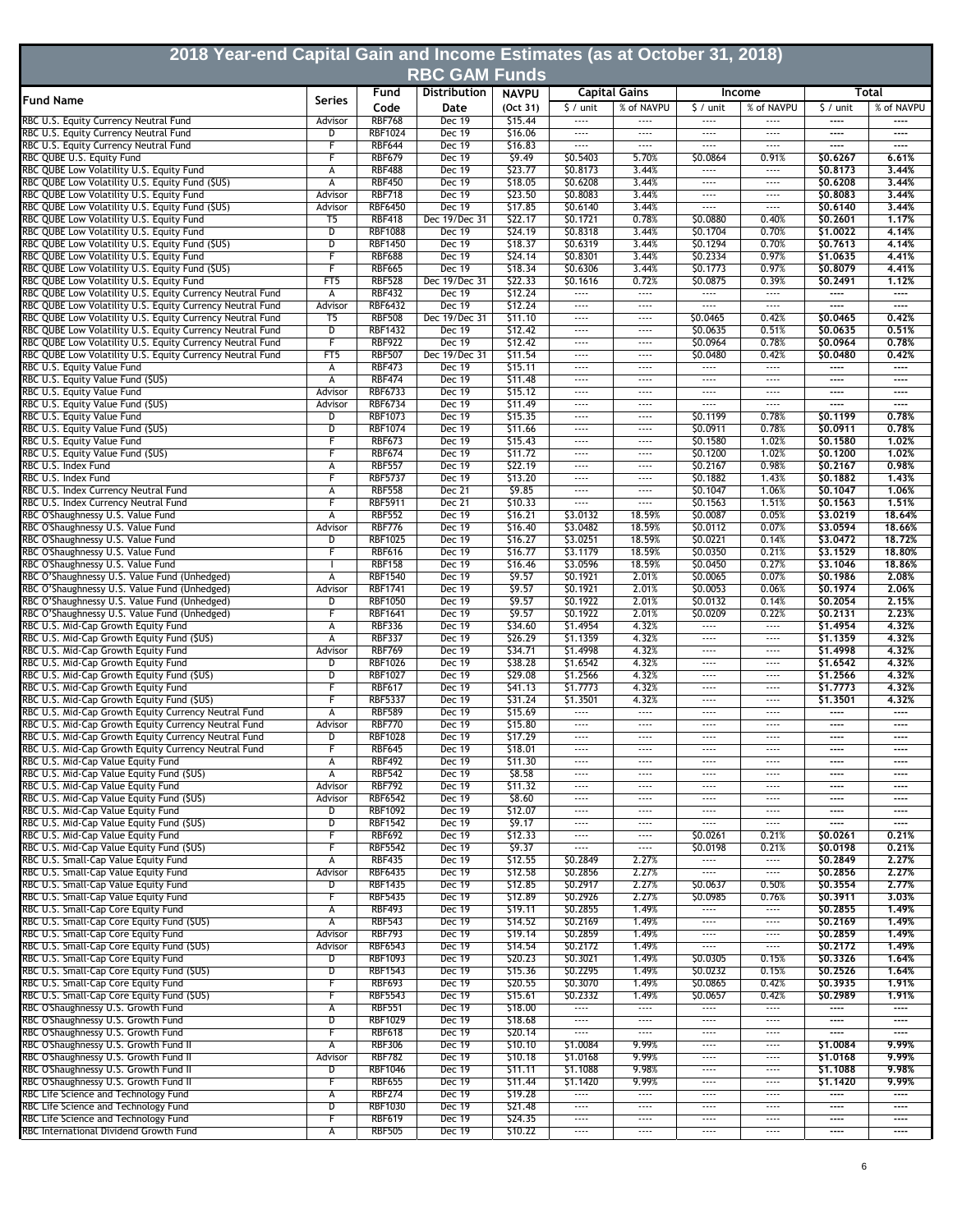# 2018 Year-end Capital Gain and Income Estimates (as at October 31, 2018)

## RBC GAM Funds

| Fund Name | Series | Fund Code | Distribution Date | NAVPU (Oct 31) | Capital Gains | | Income | | Total | |
|---|---|---|---|---|---|---|---|---|---|---|
| | | | | | $ / unit | % of NAVPU | $ / unit | % of NAVPU | $ / unit | % of NAVPU |
| RBC U.S. Equity Currency Neutral Fund | Advisor | RBF768 | Dec 19 | $15.44 | ---- | ---- | ---- | ---- | ---- | ---- |
| RBC U.S. Equity Currency Neutral Fund | D | RBF1024 | Dec 19 | $16.06 | ---- | ---- | ---- | ---- | ---- | ---- |
| RBC U.S. Equity Currency Neutral Fund | F | RBF644 | Dec 19 | $16.83 | ---- | ---- | ---- | ---- | ---- | ---- |
| RBC QUBE U.S. Equity Fund | F | RBF679 | Dec 19 | $9.49 | $0.5403 | 5.70% | $0.0864 | 0.91% | $0.6267 | 6.61% |
| RBC QUBE Low Volatility U.S. Equity Fund | A | RBF488 | Dec 19 | $23.77 | $0.8173 | 3.44% | ---- | ---- | $0.8173 | 3.44% |
| RBC QUBE Low Volatility U.S. Equity Fund ($US) | A | RBF450 | Dec 19 | $18.05 | $0.6208 | 3.44% | ---- | ---- | $0.6208 | 3.44% |
| RBC QUBE Low Volatility U.S. Equity Fund | Advisor | RBF718 | Dec 19 | $23.50 | $0.8083 | 3.44% | ---- | ---- | $0.8083 | 3.44% |
| RBC QUBE Low Volatility U.S. Equity Fund ($US) | Advisor | RBF6450 | Dec 19 | $17.85 | $0.6140 | 3.44% | ---- | ---- | $0.6140 | 3.44% |
| RBC QUBE Low Volatility U.S. Equity Fund | T5 | RBF418 | Dec 19/Dec 31 | $22.17 | $0.1721 | 0.78% | $0.0880 | 0.40% | $0.2601 | 1.17% |
| RBC QUBE Low Volatility U.S. Equity Fund | D | RBF1088 | Dec 19 | $24.19 | $0.8318 | 3.44% | $0.1704 | 0.70% | $1.0022 | 4.14% |
| RBC QUBE Low Volatility U.S. Equity Fund ($US) | D | RBF1450 | Dec 19 | $18.37 | $0.6319 | 3.44% | $0.1294 | 0.70% | $0.7613 | 4.14% |
| RBC QUBE Low Volatility U.S. Equity Fund | F | RBF688 | Dec 19 | $24.14 | $0.8301 | 3.44% | $0.2334 | 0.97% | $1.0635 | 4.41% |
| RBC QUBE Low Volatility U.S. Equity Fund ($US) | F | RBF665 | Dec 19 | $18.34 | $0.6306 | 3.44% | $0.1773 | 0.97% | $0.8079 | 4.41% |
| RBC QUBE Low Volatility U.S. Equity Fund | FT5 | RBF528 | Dec 19/Dec 31 | $22.33 | $0.1616 | 0.72% | $0.0875 | 0.39% | $0.2491 | 1.12% |
| RBC QUBE Low Volatility U.S. Equity Currency Neutral Fund | A | RBF432 | Dec 19 | $12.24 | ---- | ---- | ---- | ---- | ---- | ---- |
| RBC QUBE Low Volatility U.S. Equity Currency Neutral Fund | Advisor | RBF6432 | Dec 19 | $12.24 | ---- | ---- | ---- | ---- | ---- | ---- |
| RBC QUBE Low Volatility U.S. Equity Currency Neutral Fund | T5 | RBF508 | Dec 19/Dec 31 | $11.10 | ---- | ---- | $0.0465 | 0.42% | $0.0465 | 0.42% |
| RBC QUBE Low Volatility U.S. Equity Currency Neutral Fund | D | RBF1432 | Dec 19 | $12.42 | ---- | ---- | $0.0635 | 0.51% | $0.0635 | 0.51% |
| RBC QUBE Low Volatility U.S. Equity Currency Neutral Fund | F | RBF922 | Dec 19 | $12.42 | ---- | ---- | $0.0964 | 0.78% | $0.0964 | 0.78% |
| RBC QUBE Low Volatility U.S. Equity Currency Neutral Fund | FT5 | RBF507 | Dec 19/Dec 31 | $11.54 | ---- | ---- | $0.0480 | 0.42% | $0.0480 | 0.42% |
| RBC U.S. Equity Value Fund | A | RBF473 | Dec 19 | $15.11 | ---- | ---- | ---- | ---- | ---- | ---- |
| RBC U.S. Equity Value Fund ($US) | A | RBF474 | Dec 19 | $11.48 | ---- | ---- | ---- | ---- | ---- | ---- |
| RBC U.S. Equity Value Fund | Advisor | RBF6733 | Dec 19 | $15.12 | ---- | ---- | ---- | ---- | ---- | ---- |
| RBC U.S. Equity Value Fund ($US) | Advisor | RBF6734 | Dec 19 | $11.49 | ---- | ---- | ---- | ---- | ---- | ---- |
| RBC U.S. Equity Value Fund | D | RBF1073 | Dec 19 | $15.35 | ---- | ---- | $0.1199 | 0.78% | $0.1199 | 0.78% |
| RBC U.S. Equity Value Fund ($US) | D | RBF1074 | Dec 19 | $11.66 | ---- | ---- | $0.0911 | 0.78% | $0.0911 | 0.78% |
| RBC U.S. Equity Value Fund | F | RBF673 | Dec 19 | $15.43 | ---- | ---- | $0.1580 | 1.02% | $0.1580 | 1.02% |
| RBC U.S. Equity Value Fund ($US) | F | RBF674 | Dec 19 | $11.72 | ---- | ---- | $0.1200 | 1.02% | $0.1200 | 1.02% |
| RBC U.S. Index Fund | A | RBF557 | Dec 19 | $22.19 | ---- | ---- | $0.2167 | 0.98% | $0.2167 | 0.98% |
| RBC U.S. Index Fund | F | RBF5737 | Dec 19 | $13.20 | ---- | ---- | $0.1882 | 1.43% | $0.1882 | 1.43% |
| RBC U.S. Index Currency Neutral Fund | A | RBF558 | Dec 21 | $9.85 | ---- | ---- | $0.1047 | 1.06% | $0.1047 | 1.06% |
| RBC U.S. Index Currency Neutral Fund | F | RBF5911 | Dec 21 | $10.33 | ---- | ---- | $0.1563 | 1.51% | $0.1563 | 1.51% |
| RBC O'Shaughnessy U.S. Value Fund | A | RBF552 | Dec 19 | $16.21 | $3.0132 | 18.59% | $0.0087 | 0.05% | $3.0219 | 18.64% |
| RBC O'Shaughnessy U.S. Value Fund | Advisor | RBF776 | Dec 19 | $16.40 | $3.0482 | 18.59% | $0.0112 | 0.07% | $3.0594 | 18.66% |
| RBC O'Shaughnessy U.S. Value Fund | D | RBF1025 | Dec 19 | $16.27 | $3.0251 | 18.59% | $0.0221 | 0.14% | $3.0472 | 18.72% |
| RBC O'Shaughnessy U.S. Value Fund | F | RBF616 | Dec 19 | $16.77 | $3.1179 | 18.59% | $0.0350 | 0.21% | $3.1529 | 18.80% |
| RBC O'Shaughnessy U.S. Value Fund | I | RBF158 | Dec 19 | $16.46 | $3.0596 | 18.59% | $0.0450 | 0.27% | $3.1046 | 18.86% |
| RBC O'Shaughnessy U.S. Value Fund (Unhedged) | A | RBF1540 | Dec 19 | $9.57 | $0.1921 | 2.01% | $0.0065 | 0.07% | $0.1986 | 2.08% |
| RBC O'Shaughnessy U.S. Value Fund (Unhedged) | Advisor | RBF1741 | Dec 19 | $9.57 | $0.1921 | 2.01% | $0.0053 | 0.06% | $0.1974 | 2.06% |
| RBC O'Shaughnessy U.S. Value Fund (Unhedged) | D | RBF1050 | Dec 19 | $9.57 | $0.1922 | 2.01% | $0.0132 | 0.14% | $0.2054 | 2.15% |
| RBC O'Shaughnessy U.S. Value Fund (Unhedged) | F | RBF1641 | Dec 19 | $9.57 | $0.1922 | 2.01% | $0.0209 | 0.22% | $0.2131 | 2.23% |
| RBC U.S. Mid-Cap Growth Equity Fund | A | RBF336 | Dec 19 | $34.60 | $1.4954 | 4.32% | ---- | ---- | $1.4954 | 4.32% |
| RBC U.S. Mid-Cap Growth Equity Fund ($US) | A | RBF337 | Dec 19 | $26.29 | $1.1359 | 4.32% | ---- | ---- | $1.1359 | 4.32% |
| RBC U.S. Mid-Cap Growth Equity Fund | Advisor | RBF769 | Dec 19 | $34.71 | $1.4998 | 4.32% | ---- | ---- | $1.4998 | 4.32% |
| RBC U.S. Mid-Cap Growth Equity Fund | D | RBF1026 | Dec 19 | $38.28 | $1.6542 | 4.32% | ---- | ---- | $1.6542 | 4.32% |
| RBC U.S. Mid-Cap Growth Equity Fund ($US) | D | RBF1027 | Dec 19 | $29.08 | $1.2566 | 4.32% | ---- | ---- | $1.2566 | 4.32% |
| RBC U.S. Mid-Cap Growth Equity Fund | F | RBF617 | Dec 19 | $41.13 | $1.7773 | 4.32% | ---- | ---- | $1.7773 | 4.32% |
| RBC U.S. Mid-Cap Growth Equity Fund ($US) | F | RBF5337 | Dec 19 | $31.24 | $1.3501 | 4.32% | ---- | ---- | $1.3501 | 4.32% |
| RBC U.S. Mid-Cap Growth Equity Currency Neutral Fund | A | RBF589 | Dec 19 | $15.69 | ---- | ---- | ---- | ---- | ---- | ---- |
| RBC U.S. Mid-Cap Growth Equity Currency Neutral Fund | Advisor | RBF770 | Dec 19 | $15.80 | ---- | ---- | ---- | ---- | ---- | ---- |
| RBC U.S. Mid-Cap Growth Equity Currency Neutral Fund | D | RBF1028 | Dec 19 | $17.29 | ---- | ---- | ---- | ---- | ---- | ---- |
| RBC U.S. Mid-Cap Growth Equity Currency Neutral Fund | F | RBF645 | Dec 19 | $18.01 | ---- | ---- | ---- | ---- | ---- | ---- |
| RBC U.S. Mid-Cap Value Equity Fund | A | RBF492 | Dec 19 | $11.30 | ---- | ---- | ---- | ---- | ---- | ---- |
| RBC U.S. Mid-Cap Value Equity Fund ($US) | A | RBF542 | Dec 19 | $8.58 | ---- | ---- | ---- | ---- | ---- | ---- |
| RBC U.S. Mid-Cap Value Equity Fund | Advisor | RBF792 | Dec 19 | $11.32 | ---- | ---- | ---- | ---- | ---- | ---- |
| RBC U.S. Mid-Cap Value Equity Fund ($US) | Advisor | RBF6542 | Dec 19 | $8.60 | ---- | ---- | ---- | ---- | ---- | ---- |
| RBC U.S. Mid-Cap Value Equity Fund | D | RBF1092 | Dec 19 | $12.07 | ---- | ---- | ---- | ---- | ---- | ---- |
| RBC U.S. Mid-Cap Value Equity Fund ($US) | D | RBF1542 | Dec 19 | $9.17 | ---- | ---- | ---- | ---- | ---- | ---- |
| RBC U.S. Mid-Cap Value Equity Fund | F | RBF692 | Dec 19 | $12.33 | ---- | ---- | $0.0261 | 0.21% | $0.0261 | 0.21% |
| RBC U.S. Mid-Cap Value Equity Fund ($US) | F | RBF5542 | Dec 19 | $9.37 | ---- | ---- | $0.0198 | 0.21% | $0.0198 | 0.21% |
| RBC U.S. Small-Cap Value Equity Fund | A | RBF435 | Dec 19 | $12.55 | $0.2849 | 2.27% | ---- | ---- | $0.2849 | 2.27% |
| RBC U.S. Small-Cap Value Equity Fund | Advisor | RBF6435 | Dec 19 | $12.58 | $0.2856 | 2.27% | ---- | ---- | $0.2856 | 2.27% |
| RBC U.S. Small-Cap Value Equity Fund | D | RBF1435 | Dec 19 | $12.85 | $0.2917 | 2.27% | $0.0637 | 0.50% | $0.3554 | 2.77% |
| RBC U.S. Small-Cap Value Equity Fund | F | RBF5435 | Dec 19 | $12.89 | $0.2926 | 2.27% | $0.0985 | 0.76% | $0.3911 | 3.03% |
| RBC U.S. Small-Cap Core Equity Fund | A | RBF493 | Dec 19 | $19.11 | $0.2855 | 1.49% | ---- | ---- | $0.2855 | 1.49% |
| RBC U.S. Small-Cap Core Equity Fund ($US) | A | RBF543 | Dec 19 | $14.52 | $0.2169 | 1.49% | ---- | ---- | $0.2169 | 1.49% |
| RBC U.S. Small-Cap Core Equity Fund | Advisor | RBF793 | Dec 19 | $19.14 | $0.2859 | 1.49% | ---- | ---- | $0.2859 | 1.49% |
| RBC U.S. Small-Cap Core Equity Fund ($US) | Advisor | RBF6543 | Dec 19 | $14.54 | $0.2172 | 1.49% | ---- | ---- | $0.2172 | 1.49% |
| RBC U.S. Small-Cap Core Equity Fund | D | RBF1093 | Dec 19 | $20.23 | $0.3021 | 1.49% | $0.0305 | 0.15% | $0.3326 | 1.64% |
| RBC U.S. Small-Cap Core Equity Fund ($US) | D | RBF1543 | Dec 19 | $15.36 | $0.2295 | 1.49% | $0.0232 | 0.15% | $0.2526 | 1.64% |
| RBC U.S. Small-Cap Core Equity Fund | F | RBF693 | Dec 19 | $20.55 | $0.3070 | 1.49% | $0.0865 | 0.42% | $0.3935 | 1.91% |
| RBC U.S. Small-Cap Core Equity Fund ($US) | F | RBF5543 | Dec 19 | $15.61 | $0.2332 | 1.49% | $0.0657 | 0.42% | $0.2989 | 1.91% |
| RBC O'Shaughnessy U.S. Growth Fund | A | RBF551 | Dec 19 | $18.00 | ---- | ---- | ---- | ---- | ---- | ---- |
| RBC O'Shaughnessy U.S. Growth Fund | D | RBF1029 | Dec 19 | $18.68 | ---- | ---- | ---- | ---- | ---- | ---- |
| RBC O'Shaughnessy U.S. Growth Fund | F | RBF618 | Dec 19 | $20.14 | ---- | ---- | ---- | ---- | ---- | ---- |
| RBC O'Shaughnessy U.S. Growth Fund II | A | RBF306 | Dec 19 | $10.10 | $1.0084 | 9.99% | ---- | ---- | $1.0084 | 9.99% |
| RBC O'Shaughnessy U.S. Growth Fund II | Advisor | RBF782 | Dec 19 | $10.18 | $1.0168 | 9.99% | ---- | ---- | $1.0168 | 9.99% |
| RBC O'Shaughnessy U.S. Growth Fund II | D | RBF1046 | Dec 19 | $11.11 | $1.1088 | 9.98% | ---- | ---- | $1.1088 | 9.98% |
| RBC O'Shaughnessy U.S. Growth Fund II | F | RBF655 | Dec 19 | $11.44 | $1.1420 | 9.99% | ---- | ---- | $1.1420 | 9.99% |
| RBC Life Science and Technology Fund | A | RBF274 | Dec 19 | $19.28 | ---- | ---- | ---- | ---- | ---- | ---- |
| RBC Life Science and Technology Fund | D | RBF1030 | Dec 19 | $21.48 | ---- | ---- | ---- | ---- | ---- | ---- |
| RBC Life Science and Technology Fund | F | RBF619 | Dec 19 | $24.35 | ---- | ---- | ---- | ---- | ---- | ---- |
| RBC International Dividend Growth Fund | A | RBF505 | Dec 19 | $10.22 | ---- | ---- | ---- | ---- | ---- | ---- |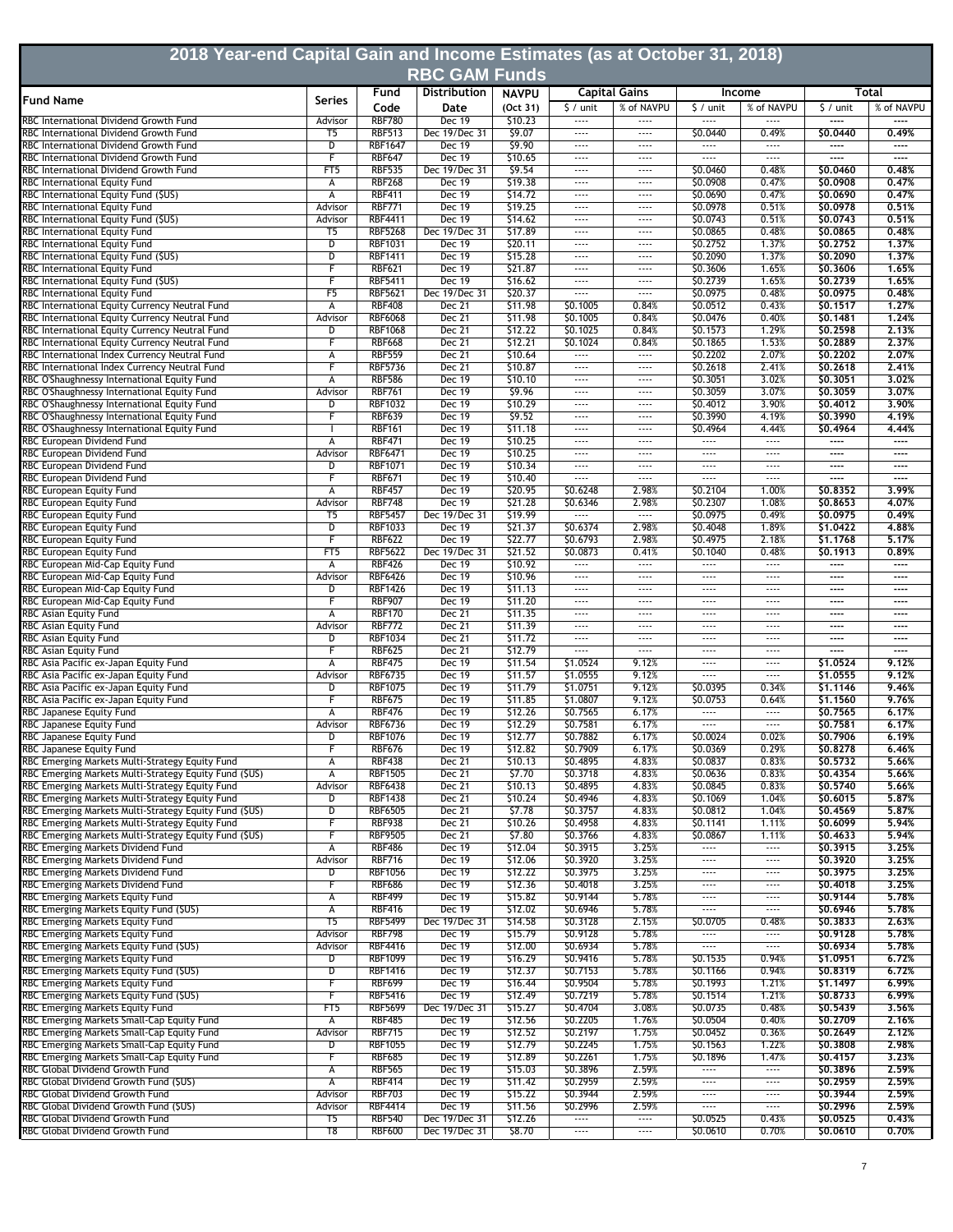# 2018 Year-end Capital Gain and Income Estimates (as at October 31, 2018)

## RBC GAM Funds

| Fund Name | Series | Fund Code | Distribution Date | NAVPU (Oct 31) | Capital Gains $ / unit | Capital Gains % of NAVPU | Income $ / unit | Income % of NAVPU | Total $ / unit | Total % of NAVPU |
|---|---|---|---|---|---|---|---|---|---|---|
| RBC International Dividend Growth Fund | Advisor | RBF780 | Dec 19 | $10.23 | ---- | ---- | ---- | ---- | ---- | ---- |
| RBC International Dividend Growth Fund | T5 | RBF513 | Dec 19/Dec 31 | $9.07 | ---- | ---- | $0.0440 | 0.49% | $0.0440 | 0.49% |
| RBC International Dividend Growth Fund | D | RBF1647 | Dec 19 | $9.90 | ---- | ---- | ---- | ---- | ---- | ---- |
| RBC International Dividend Growth Fund | F | RBF647 | Dec 19 | $10.65 | ---- | ---- | ---- | ---- | ---- | ---- |
| RBC International Dividend Growth Fund | FT5 | RBF535 | Dec 19/Dec 31 | $9.54 | ---- | ---- | $0.0460 | 0.48% | $0.0460 | 0.48% |
| RBC International Equity Fund | A | RBF268 | Dec 19 | $19.38 | ---- | ---- | $0.0908 | 0.47% | $0.0908 | 0.47% |
| RBC International Equity Fund ($US) | A | RBF411 | Dec 19 | $14.72 | ---- | ---- | $0.0690 | 0.47% | $0.0690 | 0.47% |
| RBC International Equity Fund | Advisor | RBF771 | Dec 19 | $19.25 | ---- | ---- | $0.0978 | 0.51% | $0.0978 | 0.51% |
| RBC International Equity Fund ($US) | Advisor | RBF4411 | Dec 19 | $14.62 | ---- | ---- | $0.0743 | 0.51% | $0.0743 | 0.51% |
| RBC International Equity Fund | T5 | RBF5268 | Dec 19/Dec 31 | $17.89 | ---- | ---- | $0.0865 | 0.48% | $0.0865 | 0.48% |
| RBC International Equity Fund | D | RBF1031 | Dec 19 | $20.11 | ---- | ---- | $0.2752 | 1.37% | $0.2752 | 1.37% |
| RBC International Equity Fund ($US) | D | RBF1411 | Dec 19 | $15.28 | ---- | ---- | $0.2090 | 1.37% | $0.2090 | 1.37% |
| RBC International Equity Fund | F | RBF621 | Dec 19 | $21.87 | ---- | ---- | $0.3606 | 1.65% | $0.3606 | 1.65% |
| RBC International Equity Fund ($US) | F | RBF5411 | Dec 19 | $16.62 | ---- | ---- | $0.2739 | 1.65% | $0.2739 | 1.65% |
| RBC International Equity Fund | F5 | RBF5621 | Dec 19/Dec 31 | $20.37 | ---- | ---- | $0.0975 | 0.48% | $0.0975 | 0.48% |
| RBC International Equity Currency Neutral Fund | A | RBF408 | Dec 21 | $11.98 | $0.1005 | 0.84% | $0.0512 | 0.43% | $0.1517 | 1.27% |
| RBC International Equity Currency Neutral Fund | Advisor | RBF6068 | Dec 21 | $11.98 | $0.1005 | 0.84% | $0.0476 | 0.40% | $0.1481 | 1.24% |
| RBC International Equity Currency Neutral Fund | D | RBF1068 | Dec 21 | $12.22 | $0.1025 | 0.84% | $0.1573 | 1.29% | $0.2598 | 2.13% |
| RBC International Equity Currency Neutral Fund | F | RBF668 | Dec 21 | $12.21 | $0.1024 | 0.84% | $0.1865 | 1.53% | $0.2889 | 2.37% |
| RBC International Index Currency Neutral Fund | A | RBF559 | Dec 21 | $10.64 | ---- | ---- | $0.2202 | 2.07% | $0.2202 | 2.07% |
| RBC International Index Currency Neutral Fund | F | RBF5736 | Dec 21 | $10.87 | ---- | ---- | $0.2618 | 2.41% | $0.2618 | 2.41% |
| RBC O'Shaughnessy International Equity Fund | A | RBF586 | Dec 19 | $10.10 | ---- | ---- | $0.3051 | 3.02% | $0.3051 | 3.02% |
| RBC O'Shaughnessy International Equity Fund | Advisor | RBF761 | Dec 19 | $9.96 | ---- | ---- | $0.3059 | 3.07% | $0.3059 | 3.07% |
| RBC O'Shaughnessy International Equity Fund | D | RBF1032 | Dec 19 | $10.29 | ---- | ---- | $0.4012 | 3.90% | $0.4012 | 3.90% |
| RBC O'Shaughnessy International Equity Fund | F | RBF639 | Dec 19 | $9.52 | ---- | ---- | $0.3990 | 4.19% | $0.3990 | 4.19% |
| RBC O'Shaughnessy International Equity Fund | I | RBF161 | Dec 19 | $11.18 | ---- | ---- | $0.4964 | 4.44% | $0.4964 | 4.44% |
| RBC European Dividend Fund | A | RBF471 | Dec 19 | $10.25 | ---- | ---- | ---- | ---- | ---- | ---- |
| RBC European Dividend Fund | Advisor | RBF6471 | Dec 19 | $10.25 | ---- | ---- | ---- | ---- | ---- | ---- |
| RBC European Dividend Fund | D | RBF1071 | Dec 19 | $10.34 | ---- | ---- | ---- | ---- | ---- | ---- |
| RBC European Dividend Fund | F | RBF671 | Dec 19 | $10.40 | ---- | ---- | ---- | ---- | ---- | ---- |
| RBC European Equity Fund | A | RBF457 | Dec 19 | $20.95 | $0.6248 | 2.98% | $0.2104 | 1.00% | $0.8352 | 3.99% |
| RBC European Equity Fund | Advisor | RBF748 | Dec 19 | $21.28 | $0.6346 | 2.98% | $0.2307 | 1.08% | $0.8653 | 4.07% |
| RBC European Equity Fund | T5 | RBF5457 | Dec 19/Dec 31 | $19.99 | ---- | ---- | $0.0975 | 0.49% | $0.0975 | 0.49% |
| RBC European Equity Fund | D | RBF1033 | Dec 19 | $21.37 | $0.6374 | 2.98% | $0.4048 | 1.89% | $1.0422 | 4.88% |
| RBC European Equity Fund | F | RBF622 | Dec 19 | $22.77 | $0.6793 | 2.98% | $0.4975 | 2.18% | $1.1768 | 5.17% |
| RBC European Equity Fund | FT5 | RBF5622 | Dec 19/Dec 31 | $21.52 | $0.0873 | 0.41% | $0.1040 | 0.48% | $0.1913 | 0.89% |
| RBC European Mid-Cap Equity Fund | A | RBF426 | Dec 19 | $10.92 | ---- | ---- | ---- | ---- | ---- | ---- |
| RBC European Mid-Cap Equity Fund | Advisor | RBF6426 | Dec 19 | $10.96 | ---- | ---- | ---- | ---- | ---- | ---- |
| RBC European Mid-Cap Equity Fund | D | RBF1426 | Dec 19 | $11.13 | ---- | ---- | ---- | ---- | ---- | ---- |
| RBC European Mid-Cap Equity Fund | F | RBF907 | Dec 19 | $11.20 | ---- | ---- | ---- | ---- | ---- | ---- |
| RBC Asian Equity Fund | A | RBF170 | Dec 21 | $11.35 | ---- | ---- | ---- | ---- | ---- | ---- |
| RBC Asian Equity Fund | Advisor | RBF772 | Dec 21 | $11.39 | ---- | ---- | ---- | ---- | ---- | ---- |
| RBC Asian Equity Fund | D | RBF1034 | Dec 21 | $11.72 | ---- | ---- | ---- | ---- | ---- | ---- |
| RBC Asian Equity Fund | F | RBF625 | Dec 21 | $12.79 | ---- | ---- | ---- | ---- | ---- | ---- |
| RBC Asia Pacific ex-Japan Equity Fund | A | RBF475 | Dec 19 | $11.54 | $1.0524 | 9.12% | ---- | ---- | $1.0524 | 9.12% |
| RBC Asia Pacific ex-Japan Equity Fund | Advisor | RBF6735 | Dec 19 | $11.57 | $1.0555 | 9.12% | ---- | ---- | $1.0555 | 9.12% |
| RBC Asia Pacific ex-Japan Equity Fund | D | RBF1075 | Dec 19 | $11.79 | $1.0751 | 9.12% | $0.0395 | 0.34% | $1.1146 | 9.46% |
| RBC Asia Pacific ex-Japan Equity Fund | F | RBF675 | Dec 19 | $11.85 | $1.0807 | 9.12% | $0.0753 | 0.64% | $1.1560 | 9.76% |
| RBC Japanese Equity Fund | A | RBF476 | Dec 19 | $12.26 | $0.7565 | 6.17% | ---- | ---- | $0.7565 | 6.17% |
| RBC Japanese Equity Fund | Advisor | RBF6736 | Dec 19 | $12.29 | $0.7581 | 6.17% | ---- | ---- | $0.7581 | 6.17% |
| RBC Japanese Equity Fund | D | RBF1076 | Dec 19 | $12.77 | $0.7882 | 6.17% | $0.0024 | 0.02% | $0.7906 | 6.19% |
| RBC Japanese Equity Fund | F | RBF676 | Dec 19 | $12.82 | $0.7909 | 6.17% | $0.0369 | 0.29% | $0.8278 | 6.46% |
| RBC Emerging Markets Multi-Strategy Equity Fund | A | RBF438 | Dec 21 | $10.13 | $0.4895 | 4.83% | $0.0837 | 0.83% | $0.5732 | 5.66% |
| RBC Emerging Markets Multi-Strategy Equity Fund ($US) | A | RBF1505 | Dec 21 | $7.70 | $0.3718 | 4.83% | $0.0636 | 0.83% | $0.4354 | 5.66% |
| RBC Emerging Markets Multi-Strategy Equity Fund | Advisor | RBF6438 | Dec 21 | $10.13 | $0.4895 | 4.83% | $0.0845 | 0.83% | $0.5740 | 5.66% |
| RBC Emerging Markets Multi-Strategy Equity Fund | D | RBF1438 | Dec 21 | $10.24 | $0.4946 | 4.83% | $0.1069 | 1.04% | $0.6015 | 5.87% |
| RBC Emerging Markets Multi-Strategy Equity Fund ($US) | D | RBF6505 | Dec 21 | $7.78 | $0.3757 | 4.83% | $0.0812 | 1.04% | $0.4569 | 5.87% |
| RBC Emerging Markets Multi-Strategy Equity Fund | F | RBF938 | Dec 21 | $10.26 | $0.4958 | 4.83% | $0.1141 | 1.11% | $0.6099 | 5.94% |
| RBC Emerging Markets Multi-Strategy Equity Fund ($US) | F | RBF9505 | Dec 21 | $7.80 | $0.3766 | 4.83% | $0.0867 | 1.11% | $0.4633 | 5.94% |
| RBC Emerging Markets Dividend Fund | A | RBF486 | Dec 19 | $12.04 | $0.3915 | 3.25% | ---- | ---- | $0.3915 | 3.25% |
| RBC Emerging Markets Dividend Fund | Advisor | RBF716 | Dec 19 | $12.06 | $0.3920 | 3.25% | ---- | ---- | $0.3920 | 3.25% |
| RBC Emerging Markets Dividend Fund | D | RBF1056 | Dec 19 | $12.22 | $0.3975 | 3.25% | ---- | ---- | $0.3975 | 3.25% |
| RBC Emerging Markets Dividend Fund | F | RBF686 | Dec 19 | $12.36 | $0.4018 | 3.25% | ---- | ---- | $0.4018 | 3.25% |
| RBC Emerging Markets Equity Fund | A | RBF499 | Dec 19 | $15.82 | $0.9144 | 5.78% | ---- | ---- | $0.9144 | 5.78% |
| RBC Emerging Markets Equity Fund ($US) | A | RBF416 | Dec 19 | $12.02 | $0.6946 | 5.78% | ---- | ---- | $0.6946 | 5.78% |
| RBC Emerging Markets Equity Fund | T5 | RBF5499 | Dec 19/Dec 31 | $14.58 | $0.3128 | 2.15% | $0.0705 | 0.48% | $0.3833 | 2.63% |
| RBC Emerging Markets Equity Fund | Advisor | RBF798 | Dec 19 | $15.79 | $0.9128 | 5.78% | ---- | ---- | $0.9128 | 5.78% |
| RBC Emerging Markets Equity Fund ($US) | Advisor | RBF4416 | Dec 19 | $12.00 | $0.6934 | 5.78% | ---- | ---- | $0.6934 | 5.78% |
| RBC Emerging Markets Equity Fund | D | RBF1099 | Dec 19 | $16.29 | $0.9416 | 5.78% | $0.1535 | 0.94% | $1.0951 | 6.72% |
| RBC Emerging Markets Equity Fund ($US) | D | RBF1416 | Dec 19 | $12.37 | $0.7153 | 5.78% | $0.1166 | 0.94% | $0.8319 | 6.72% |
| RBC Emerging Markets Equity Fund | F | RBF699 | Dec 19 | $16.44 | $0.9504 | 5.78% | $0.1993 | 1.21% | $1.1497 | 6.99% |
| RBC Emerging Markets Equity Fund ($US) | F | RBF5416 | Dec 19 | $12.49 | $0.7219 | 5.78% | $0.1514 | 1.21% | $0.8733 | 6.99% |
| RBC Emerging Markets Equity Fund | FT5 | RBF5699 | Dec 19/Dec 31 | $15.27 | $0.4704 | 3.08% | $0.0735 | 0.48% | $0.5439 | 3.56% |
| RBC Emerging Markets Small-Cap Equity Fund | A | RBF485 | Dec 19 | $12.56 | $0.2205 | 1.76% | $0.0504 | 0.40% | $0.2709 | 2.16% |
| RBC Emerging Markets Small-Cap Equity Fund | Advisor | RBF715 | Dec 19 | $12.52 | $0.2197 | 1.75% | $0.0452 | 0.36% | $0.2649 | 2.12% |
| RBC Emerging Markets Small-Cap Equity Fund | D | RBF1055 | Dec 19 | $12.79 | $0.2245 | 1.75% | $0.1563 | 1.22% | $0.3808 | 2.98% |
| RBC Emerging Markets Small-Cap Equity Fund | F | RBF685 | Dec 19 | $12.89 | $0.2261 | 1.75% | $0.1896 | 1.47% | $0.4157 | 3.23% |
| RBC Global Dividend Growth Fund | A | RBF565 | Dec 19 | $15.03 | $0.3896 | 2.59% | ---- | ---- | $0.3896 | 2.59% |
| RBC Global Dividend Growth Fund ($US) | A | RBF414 | Dec 19 | $11.42 | $0.2959 | 2.59% | ---- | ---- | $0.2959 | 2.59% |
| RBC Global Dividend Growth Fund | Advisor | RBF703 | Dec 19 | $15.22 | $0.3944 | 2.59% | ---- | ---- | $0.3944 | 2.59% |
| RBC Global Dividend Growth Fund ($US) | Advisor | RBF4414 | Dec 19 | $11.56 | $0.2996 | 2.59% | ---- | ---- | $0.2996 | 2.59% |
| RBC Global Dividend Growth Fund | T5 | RBF540 | Dec 19/Dec 31 | $12.26 | ---- | ---- | $0.0525 | 0.43% | $0.0525 | 0.43% |
| RBC Global Dividend Growth Fund | T8 | RBF600 | Dec 19/Dec 31 | $8.70 | ---- | ---- | $0.0610 | 0.70% | $0.0610 | 0.70% |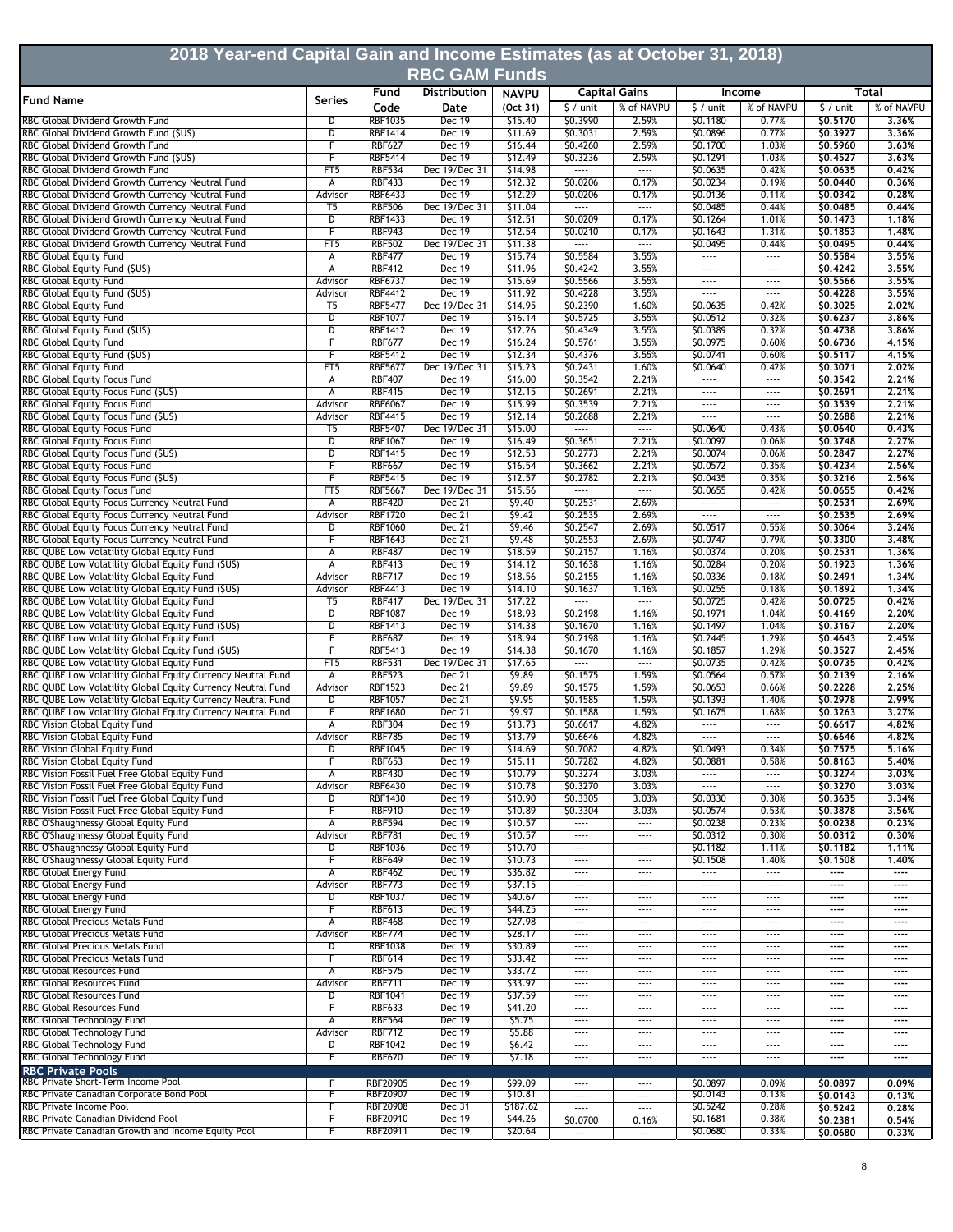# 2018 Year-end Capital Gain and Income Estimates (as at October 31, 2018)

## RBC GAM Funds

| Fund Name | Series | Fund Code | Distribution Date | NAVPU (Oct 31) | Capital Gains | | Income | | Total | |
|---|---|---|---|---|---|---|---|---|---|---|
| | | | | | $ / unit | % of NAVPU | $ / unit | % of NAVPU | $ / unit | % of NAVPU |
| RBC Global Dividend Growth Fund | D | RBF1035 | Dec 19 | $15.40 | $0.3990 | 2.59% | $0.1180 | 0.77% | **$0.5170** | **3.36%** |
| RBC Global Dividend Growth Fund ($US) | D | RBF1414 | Dec 19 | $11.69 | $0.3031 | 2.59% | $0.0896 | 0.77% | **$0.3927** | **3.36%** |
| RBC Global Dividend Growth Fund | F | RBF627 | Dec 19 | $16.44 | $0.4260 | 2.59% | $0.1700 | 1.03% | **$0.5960** | **3.63%** |
| RBC Global Dividend Growth Fund ($US) | F | RBF5414 | Dec 19 | $12.49 | $0.3236 | 2.59% | $0.1291 | 1.03% | **$0.4527** | **3.63%** |
| RBC Global Dividend Growth Fund | FT5 | RBF534 | Dec 19/Dec 31 | $14.98 | ---- | ---- | $0.0635 | 0.42% | **$0.0635** | **0.42%** |
| RBC Global Dividend Growth Currency Neutral Fund | A | RBF433 | Dec 19 | $12.32 | $0.0206 | 0.17% | $0.0234 | 0.19% | **$0.0440** | **0.36%** |
| RBC Global Dividend Growth Currency Neutral Fund | Advisor | RBF6433 | Dec 19 | $12.29 | $0.0206 | 0.17% | $0.0136 | 0.11% | **$0.0342** | **0.28%** |
| RBC Global Dividend Growth Currency Neutral Fund | T5 | RBF506 | Dec 19/Dec 31 | $11.04 | ---- | ---- | $0.0485 | 0.44% | **$0.0485** | **0.44%** |
| RBC Global Dividend Growth Currency Neutral Fund | D | RBF1433 | Dec 19 | $12.51 | $0.0209 | 0.17% | $0.1264 | 1.01% | **$0.1473** | **1.18%** |
| RBC Global Dividend Growth Currency Neutral Fund | F | RBF943 | Dec 19 | $12.54 | $0.0210 | 0.17% | $0.1643 | 1.31% | **$0.1853** | **1.48%** |
| RBC Global Dividend Growth Currency Neutral Fund | FT5 | RBF502 | Dec 19/Dec 31 | $11.38 | ---- | ---- | $0.0495 | 0.44% | **$0.0495** | **0.44%** |
| RBC Global Equity Fund | A | RBF477 | Dec 19 | $15.74 | $0.5584 | 3.55% | ---- | ---- | **$0.5584** | **3.55%** |
| RBC Global Equity Fund ($US) | A | RBF412 | Dec 19 | $11.96 | $0.4242 | 3.55% | ---- | ---- | **$0.4242** | **3.55%** |
| RBC Global Equity Fund | Advisor | RBF6737 | Dec 19 | $15.69 | $0.5566 | 3.55% | ---- | ---- | **$0.5566** | **3.55%** |
| RBC Global Equity Fund ($US) | Advisor | RBF4412 | Dec 19 | $11.92 | $0.4228 | 3.55% | ---- | ---- | **$0.4228** | **3.55%** |
| RBC Global Equity Fund | T5 | RBF5477 | Dec 19/Dec 31 | $14.95 | $0.2390 | 1.60% | $0.0635 | 0.42% | **$0.3025** | **2.02%** |
| RBC Global Equity Fund | D | RBF1077 | Dec 19 | $16.14 | $0.5725 | 3.55% | $0.0512 | 0.32% | **$0.6237** | **3.86%** |
| RBC Global Equity Fund ($US) | D | RBF1412 | Dec 19 | $12.26 | $0.4349 | 3.55% | $0.0389 | 0.32% | **$0.4738** | **3.86%** |
| RBC Global Equity Fund | F | RBF677 | Dec 19 | $16.24 | $0.5761 | 3.55% | $0.0975 | 0.60% | **$0.6736** | **4.15%** |
| RBC Global Equity Fund ($US) | F | RBF5412 | Dec 19 | $12.34 | $0.4376 | 3.55% | $0.0741 | 0.60% | **$0.5117** | **4.15%** |
| RBC Global Equity Fund | FT5 | RBF5677 | Dec 19/Dec 31 | $15.23 | $0.2431 | 1.60% | $0.0640 | 0.42% | **$0.3071** | **2.02%** |
| RBC Global Equity Focus Fund | A | RBF407 | Dec 19 | $16.00 | $0.3542 | 2.21% | ---- | ---- | **$0.3542** | **2.21%** |
| RBC Global Equity Focus Fund ($US) | A | RBF415 | Dec 19 | $12.15 | $0.2691 | 2.21% | ---- | ---- | **$0.2691** | **2.21%** |
| RBC Global Equity Focus Fund | Advisor | RBF6067 | Dec 19 | $15.99 | $0.3539 | 2.21% | ---- | ---- | **$0.3539** | **2.21%** |
| RBC Global Equity Focus Fund ($US) | Advisor | RBF4415 | Dec 19 | $12.14 | $0.2688 | 2.21% | ---- | ---- | **$0.2688** | **2.21%** |
| RBC Global Equity Focus Fund | T5 | RBF5407 | Dec 19/Dec 31 | $15.00 | ---- | ---- | $0.0640 | 0.43% | **$0.0640** | **0.43%** |
| RBC Global Equity Focus Fund | D | RBF1067 | Dec 19 | $16.49 | $0.3651 | 2.21% | $0.0097 | 0.06% | **$0.3748** | **2.27%** |
| RBC Global Equity Focus Fund ($US) | D | RBF1415 | Dec 19 | $12.53 | $0.2773 | 2.21% | $0.0074 | 0.06% | **$0.2847** | **2.27%** |
| RBC Global Equity Focus Fund | F | RBF667 | Dec 19 | $16.54 | $0.3662 | 2.21% | $0.0572 | 0.35% | **$0.4234** | **2.56%** |
| RBC Global Equity Focus Fund ($US) | F | RBF5415 | Dec 19 | $12.57 | $0.2782 | 2.21% | $0.0435 | 0.35% | **$0.3216** | **2.56%** |
| RBC Global Equity Focus Fund | FT5 | RBF5667 | Dec 19/Dec 31 | $15.56 | ---- | ---- | $0.0655 | 0.42% | **$0.0655** | **0.42%** |
| RBC Global Equity Focus Currency Neutral Fund | A | RBF420 | Dec 21 | $9.40 | $0.2531 | 2.69% | ---- | ---- | **$0.2531** | **2.69%** |
| RBC Global Equity Focus Currency Neutral Fund | Advisor | RBF1720 | Dec 21 | $9.42 | $0.2535 | 2.69% | ---- | ---- | **$0.2535** | **2.69%** |
| RBC Global Equity Focus Currency Neutral Fund | D | RBF1060 | Dec 21 | $9.46 | $0.2547 | 2.69% | $0.0517 | 0.55% | **$0.3064** | **3.24%** |
| RBC Global Equity Focus Currency Neutral Fund | F | RBF1643 | Dec 21 | $9.48 | $0.2553 | 2.69% | $0.0747 | 0.79% | **$0.3300** | **3.48%** |
| RBC QUBE Low Volatility Global Equity Fund | A | RBF487 | Dec 19 | $18.59 | $0.2157 | 1.16% | $0.0374 | 0.20% | **$0.2531** | **1.36%** |
| RBC QUBE Low Volatility Global Equity Fund ($US) | A | RBF413 | Dec 19 | $14.12 | $0.1638 | 1.16% | $0.0284 | 0.20% | **$0.1923** | **1.36%** |
| RBC QUBE Low Volatility Global Equity Fund | Advisor | RBF717 | Dec 19 | $18.56 | $0.2155 | 1.16% | $0.0336 | 0.18% | **$0.2491** | **1.34%** |
| RBC QUBE Low Volatility Global Equity Fund ($US) | Advisor | RBF4413 | Dec 19 | $14.10 | $0.1637 | 1.16% | $0.0255 | 0.18% | **$0.1892** | **1.34%** |
| RBC QUBE Low Volatility Global Equity Fund | T5 | RBF417 | Dec 19/Dec 31 | $17.22 | ---- | ---- | $0.0725 | 0.42% | **$0.0725** | **0.42%** |
| RBC QUBE Low Volatility Global Equity Fund | D | RBF1087 | Dec 19 | $18.93 | $0.2198 | 1.16% | $0.1971 | 1.04% | **$0.4169** | **2.20%** |
| RBC QUBE Low Volatility Global Equity Fund ($US) | D | RBF1413 | Dec 19 | $14.38 | $0.1670 | 1.16% | $0.1497 | 1.04% | **$0.3167** | **2.20%** |
| RBC QUBE Low Volatility Global Equity Fund | F | RBF687 | Dec 19 | $18.94 | $0.2198 | 1.16% | $0.2445 | 1.29% | **$0.4643** | **2.45%** |
| RBC QUBE Low Volatility Global Equity Fund ($US) | F | RBF5413 | Dec 19 | $14.38 | $0.1670 | 1.16% | $0.1857 | 1.29% | **$0.3527** | **2.45%** |
| RBC QUBE Low Volatility Global Equity Fund | FT5 | RBF531 | Dec 19/Dec 31 | $17.65 | ---- | ---- | $0.0735 | 0.42% | **$0.0735** | **0.42%** |
| RBC QUBE Low Volatility Global Equity Currency Neutral Fund | A | RBF523 | Dec 21 | $9.89 | $0.1575 | 1.59% | $0.0564 | 0.57% | **$0.2139** | **2.16%** |
| RBC QUBE Low Volatility Global Equity Currency Neutral Fund | Advisor | RBF1523 | Dec 21 | $9.89 | $0.1575 | 1.59% | $0.0653 | 0.66% | **$0.2228** | **2.25%** |
| RBC QUBE Low Volatility Global Equity Currency Neutral Fund | D | RBF1057 | Dec 21 | $9.95 | $0.1585 | 1.59% | $0.1393 | 1.40% | **$0.2978** | **2.99%** |
| RBC QUBE Low Volatility Global Equity Currency Neutral Fund | F | RBF1680 | Dec 21 | $9.97 | $0.1588 | 1.59% | $0.1675 | 1.68% | **$0.3263** | **3.27%** |
| RBC Vision Global Equity Fund | A | RBF304 | Dec 19 | $13.73 | $0.6617 | 4.82% | ---- | ---- | **$0.6617** | **4.82%** |
| RBC Vision Global Equity Fund | Advisor | RBF785 | Dec 19 | $13.79 | $0.6646 | 4.82% | ---- | ---- | **$0.6646** | **4.82%** |
| RBC Vision Global Equity Fund | D | RBF1045 | Dec 19 | $14.69 | $0.7082 | 4.82% | $0.0493 | 0.34% | **$0.7575** | **5.16%** |
| RBC Vision Global Equity Fund | F | RBF653 | Dec 19 | $15.11 | $0.7282 | 4.82% | $0.0881 | 0.58% | **$0.8163** | **5.40%** |
| RBC Vision Fossil Fuel Free Global Equity Fund | A | RBF430 | Dec 19 | $10.79 | $0.3274 | 3.03% | ---- | ---- | **$0.3274** | **3.03%** |
| RBC Vision Fossil Fuel Free Global Equity Fund | Advisor | RBF6430 | Dec 19 | $10.78 | $0.3270 | 3.03% | ---- | ---- | **$0.3270** | **3.03%** |
| RBC Vision Fossil Fuel Free Global Equity Fund | D | RBF1430 | Dec 19 | $10.90 | $0.3305 | 3.03% | $0.0330 | 0.30% | **$0.3635** | **3.34%** |
| RBC Vision Fossil Fuel Free Global Equity Fund | F | RBF910 | Dec 19 | $10.89 | $0.3304 | 3.03% | $0.0574 | 0.53% | **$0.3878** | **3.56%** |
| RBC O'Shaughnessy Global Equity Fund | A | RBF594 | Dec 19 | $10.57 | ---- | ---- | $0.0238 | 0.23% | **$0.0238** | **0.23%** |
| RBC O'Shaughnessy Global Equity Fund | Advisor | RBF781 | Dec 19 | $10.57 | ---- | ---- | $0.0312 | 0.30% | **$0.0312** | **0.30%** |
| RBC O'Shaughnessy Global Equity Fund | D | RBF1036 | Dec 19 | $10.70 | ---- | ---- | $0.1182 | 1.11% | **$0.1182** | **1.11%** |
| RBC O'Shaughnessy Global Equity Fund | F | RBF649 | Dec 19 | $10.73 | ---- | ---- | $0.1508 | 1.40% | **$0.1508** | **1.40%** |
| RBC Global Energy Fund | A | RBF462 | Dec 19 | $36.82 | ---- | ---- | ---- | ---- | **----** | **----** |
| RBC Global Energy Fund | Advisor | RBF773 | Dec 19 | $37.15 | ---- | ---- | ---- | ---- | **----** | **----** |
| RBC Global Energy Fund | D | RBF1037 | Dec 19 | $40.67 | ---- | ---- | ---- | ---- | **----** | **----** |
| RBC Global Energy Fund | F | RBF613 | Dec 19 | $44.25 | ---- | ---- | ---- | ---- | **----** | **----** |
| RBC Global Precious Metals Fund | A | RBF468 | Dec 19 | $27.98 | ---- | ---- | ---- | ---- | **----** | **----** |
| RBC Global Precious Metals Fund | Advisor | RBF774 | Dec 19 | $28.17 | ---- | ---- | ---- | ---- | **----** | **----** |
| RBC Global Precious Metals Fund | D | RBF1038 | Dec 19 | $30.89 | ---- | ---- | ---- | ---- | **----** | **----** |
| RBC Global Precious Metals Fund | F | RBF614 | Dec 19 | $33.42 | ---- | ---- | ---- | ---- | **----** | **----** |
| RBC Global Resources Fund | A | RBF575 | Dec 19 | $33.72 | ---- | ---- | ---- | ---- | **----** | **----** |
| RBC Global Resources Fund | Advisor | RBF711 | Dec 19 | $33.92 | ---- | ---- | ---- | ---- | **----** | **----** |
| RBC Global Resources Fund | D | RBF1041 | Dec 19 | $37.59 | ---- | ---- | ---- | ---- | **----** | **----** |
| RBC Global Resources Fund | F | RBF633 | Dec 19 | $41.20 | ---- | ---- | ---- | ---- | **----** | **----** |
| RBC Global Technology Fund | A | RBF564 | Dec 19 | $5.75 | ---- | ---- | ---- | ---- | **----** | **----** |
| RBC Global Technology Fund | Advisor | RBF712 | Dec 19 | $5.88 | ---- | ---- | ---- | ---- | **----** | **----** |
| RBC Global Technology Fund | D | RBF1042 | Dec 19 | $6.42 | ---- | ---- | ---- | ---- | **----** | **----** |
| RBC Global Technology Fund | F | RBF620 | Dec 19 | $7.18 | ---- | ---- | ---- | ---- | **----** | **----** |
| **RBC Private Pools** | | | | | | | | | | |
| RBC Private Short-Term Income Pool | F | RBF20905 | Dec 19 | $99.09 | ---- | ---- | $0.0897 | 0.09% | **$0.0897** | **0.09%** |
| RBC Private Canadian Corporate Bond Pool | F | RBF20907 | Dec 19 | $10.81 | ---- | ---- | $0.0143 | 0.13% | **$0.0143** | **0.13%** |
| RBC Private Income Pool | F | RBF20908 | Dec 31 | $187.62 | ---- | ---- | $0.5242 | 0.28% | **$0.5242** | **0.28%** |
| RBC Private Canadian Dividend Pool | F | RBF20910 | Dec 19 | $44.26 | $0.0700 | 0.16% | $0.1681 | 0.38% | **$0.2381** | **0.54%** |
| RBC Private Canadian Growth and Income Equity Pool | F | RBF20911 | Dec 19 | $20.64 | ---- | ---- | $0.0680 | 0.33% | **$0.0680** | **0.33%** |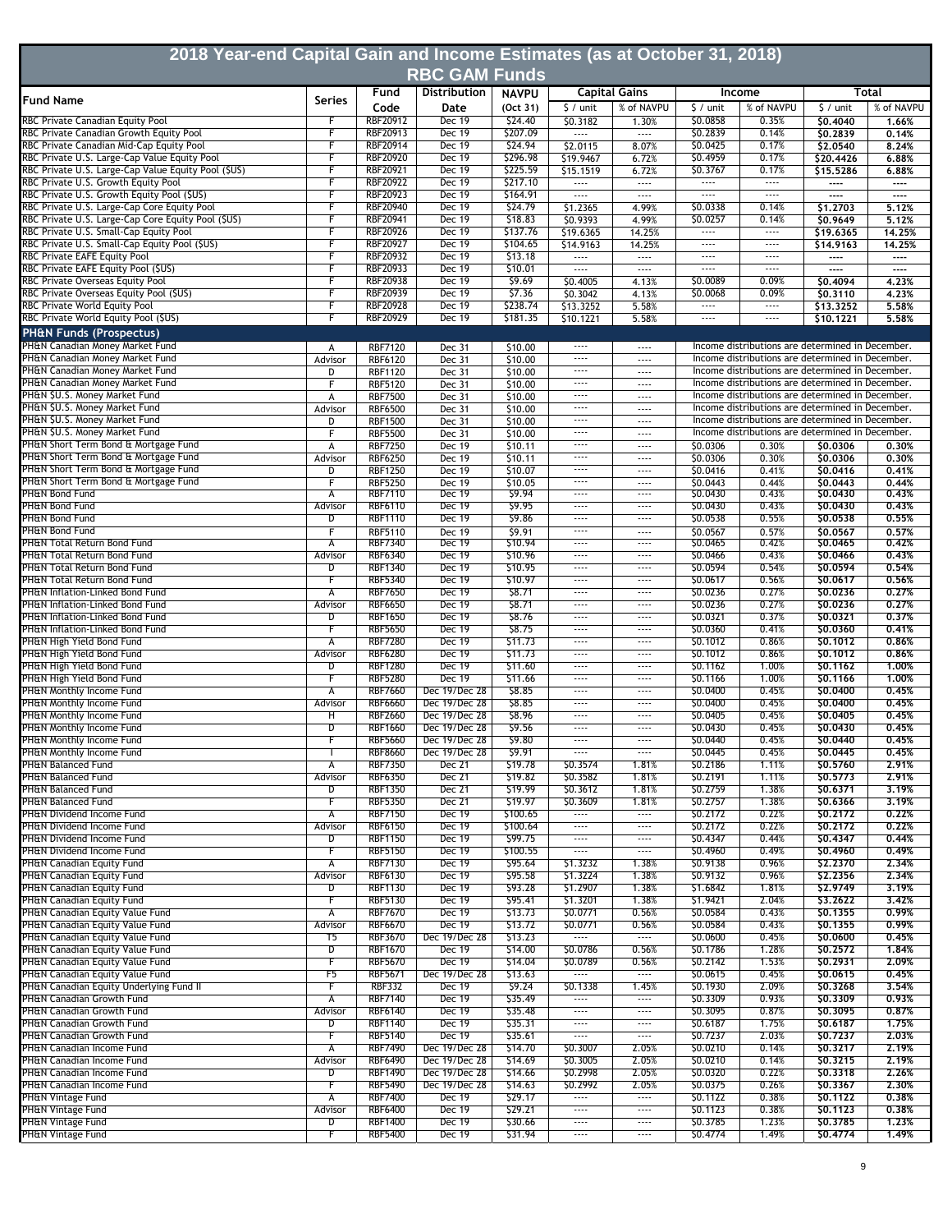# 2018 Year-end Capital Gain and Income Estimates (as at October 31, 2018)

## RBC GAM Funds

| Fund Name | Series | Fund Code | Distribution Date | NAVPU (Oct 31) | Capital Gains | | Income | | Total | |
|---|---|---|---|---|---|---|---|---|---|---|
| | | | | | $ / unit | % of NAVPU | $ / unit | % of NAVPU | $ / unit | % of NAVPU |
| RBC Private Canadian Equity Pool | F | RBF20912 | Dec 19 | $24.40 | $0.3182 | 1.30% | $0.0858 | 0.35% | **$0.4040** | **1.66%** |
| RBC Private Canadian Growth Equity Pool | F | RBF20913 | Dec 19 | $207.09 | ---- | ---- | $0.2839 | 0.14% | **$0.2839** | **0.14%** |
| RBC Private Canadian Mid-Cap Equity Pool | F | RBF20914 | Dec 19 | $24.94 | $2.0115 | 8.07% | $0.0425 | 0.17% | **$2.0540** | **8.24%** |
| RBC Private U.S. Large-Cap Value Equity Pool | F | RBF20920 | Dec 19 | $296.98 | $19.9467 | 6.72% | $0.4959 | 0.17% | **$20.4426** | **6.88%** |
| RBC Private U.S. Large-Cap Value Equity Pool ($US) | F | RBF20921 | Dec 19 | $225.59 | $15.1519 | 6.72% | $0.3767 | 0.17% | **$15.5286** | **6.88%** |
| RBC Private U.S. Growth Equity Pool | F | RBF20922 | Dec 19 | $217.10 | ---- | ---- | ---- | ---- | **----** | **----** |
| RBC Private U.S. Growth Equity Pool ($US) | F | RBF20923 | Dec 19 | $164.91 | ---- | ---- | ---- | ---- | **----** | **----** |
| RBC Private U.S. Large-Cap Core Equity Pool | F | RBF20940 | Dec 19 | $24.79 | $1.2365 | 4.99% | $0.0338 | 0.14% | **$1.2703** | **5.12%** |
| RBC Private U.S. Large-Cap Core Equity Pool ($US) | F | RBF20941 | Dec 19 | $18.83 | $0.9393 | 4.99% | $0.0257 | 0.14% | **$0.9649** | **5.12%** |
| RBC Private U.S. Small-Cap Equity Pool | F | RBF20926 | Dec 19 | $137.76 | $19.6365 | 14.25% | ---- | ---- | **$19.6365** | **14.25%** |
| RBC Private U.S. Small-Cap Equity Pool ($US) | F | RBF20927 | Dec 19 | $104.65 | $14.9163 | 14.25% | ---- | ---- | **$14.9163** | **14.25%** |
| RBC Private EAFE Equity Pool | F | RBF20932 | Dec 19 | $13.18 | ---- | ---- | ---- | ---- | **----** | **----** |
| RBC Private EAFE Equity Pool ($US) | F | RBF20933 | Dec 19 | $10.01 | ---- | ---- | ---- | ---- | **----** | **----** |
| RBC Private Overseas Equity Pool | F | RBF20938 | Dec 19 | $9.69 | $0.4005 | 4.13% | $0.0089 | 0.09% | **$0.4094** | **4.23%** |
| RBC Private Overseas Equity Pool ($US) | F | RBF20939 | Dec 19 | $7.36 | $0.3042 | 4.13% | $0.0068 | 0.09% | **$0.3110** | **4.23%** |
| RBC Private World Equity Pool | F | RBF20928 | Dec 19 | $238.74 | $13.3252 | 5.58% | ---- | ---- | **$13.3252** | **5.58%** |
| RBC Private World Equity Pool ($US) | F | RBF20929 | Dec 19 | $181.35 | $10.1221 | 5.58% | ---- | ---- | **$10.1221** | **5.58%** |
| **PH&N Funds (Prospectus)** | | | | | | | | | | |
| PH&N Canadian Money Market Fund | A | RBF7120 | Dec 31 | $10.00 | ---- | ---- | Income distributions are determined in December. | | | |
| PH&N Canadian Money Market Fund | Advisor | RBF6120 | Dec 31 | $10.00 | ---- | ---- | Income distributions are determined in December. | | | |
| PH&N Canadian Money Market Fund | D | RBF1120 | Dec 31 | $10.00 | ---- | ---- | Income distributions are determined in December. | | | |
| PH&N Canadian Money Market Fund | F | RBF5120 | Dec 31 | $10.00 | ---- | ---- | Income distributions are determined in December. | | | |
| PH&N $U.S. Money Market Fund | A | RBF7500 | Dec 31 | $10.00 | ---- | ---- | Income distributions are determined in December. | | | |
| PH&N $U.S. Money Market Fund | Advisor | RBF6500 | Dec 31 | $10.00 | ---- | ---- | Income distributions are determined in December. | | | |
| PH&N $U.S. Money Market Fund | D | RBF1500 | Dec 31 | $10.00 | ---- | ---- | Income distributions are determined in December. | | | |
| PH&N $U.S. Money Market Fund | F | RBF5500 | Dec 31 | $10.00 | ---- | ---- | Income distributions are determined in December. | | | |
| PH&N Short Term Bond & Mortgage Fund | A | RBF7250 | Dec 19 | $10.11 | ---- | ---- | $0.0306 | 0.30% | **$0.0306** | **0.30%** |
| PH&N Short Term Bond & Mortgage Fund | Advisor | RBF6250 | Dec 19 | $10.11 | ---- | ---- | $0.0306 | 0.30% | **$0.0306** | **0.30%** |
| PH&N Short Term Bond & Mortgage Fund | D | RBF1250 | Dec 19 | $10.07 | ---- | ---- | $0.0416 | 0.41% | **$0.0416** | **0.41%** |
| PH&N Short Term Bond & Mortgage Fund | F | RBF5250 | Dec 19 | $10.05 | ---- | ---- | $0.0443 | 0.44% | **$0.0443** | **0.44%** |
| PH&N Bond Fund | A | RBF7110 | Dec 19 | $9.94 | ---- | ---- | $0.0430 | 0.43% | **$0.0430** | **0.43%** |
| PH&N Bond Fund | Advisor | RBF6110 | Dec 19 | $9.95 | ---- | ---- | $0.0430 | 0.43% | **$0.0430** | **0.43%** |
| PH&N Bond Fund | D | RBF1110 | Dec 19 | $9.86 | ---- | ---- | $0.0538 | 0.55% | **$0.0538** | **0.55%** |
| PH&N Bond Fund | F | RBF5110 | Dec 19 | $9.91 | ---- | ---- | $0.0567 | 0.57% | **$0.0567** | **0.57%** |
| PH&N Total Return Bond Fund | A | RBF7340 | Dec 19 | $10.94 | ---- | ---- | $0.0465 | 0.42% | **$0.0465** | **0.42%** |
| PH&N Total Return Bond Fund | Advisor | RBF6340 | Dec 19 | $10.96 | ---- | ---- | $0.0466 | 0.43% | **$0.0466** | **0.43%** |
| PH&N Total Return Bond Fund | D | RBF1340 | Dec 19 | $10.95 | ---- | ---- | $0.0594 | 0.54% | **$0.0594** | **0.54%** |
| PH&N Total Return Bond Fund | F | RBF5340 | Dec 19 | $10.97 | ---- | ---- | $0.0617 | 0.56% | **$0.0617** | **0.56%** |
| PH&N Inflation-Linked Bond Fund | A | RBF7650 | Dec 19 | $8.71 | ---- | ---- | $0.0236 | 0.27% | **$0.0236** | **0.27%** |
| PH&N Inflation-Linked Bond Fund | Advisor | RBF6650 | Dec 19 | $8.71 | ---- | ---- | $0.0236 | 0.27% | **$0.0236** | **0.27%** |
| PH&N Inflation-Linked Bond Fund | D | RBF1650 | Dec 19 | $8.76 | ---- | ---- | $0.0321 | 0.37% | **$0.0321** | **0.37%** |
| PH&N Inflation-Linked Bond Fund | F | RBF5650 | Dec 19 | $8.75 | ---- | ---- | $0.0360 | 0.41% | **$0.0360** | **0.41%** |
| PH&N High Yield Bond Fund | A | RBF7280 | Dec 19 | $11.73 | ---- | ---- | $0.1012 | 0.86% | **$0.1012** | **0.86%** |
| PH&N High Yield Bond Fund | Advisor | RBF6280 | Dec 19 | $11.73 | ---- | ---- | $0.1012 | 0.86% | **$0.1012** | **0.86%** |
| PH&N High Yield Bond Fund | D | RBF1280 | Dec 19 | $11.60 | ---- | ---- | $0.1162 | 1.00% | **$0.1162** | **1.00%** |
| PH&N High Yield Bond Fund | F | RBF5280 | Dec 19 | $11.66 | ---- | ---- | $0.1166 | 1.00% | **$0.1166** | **1.00%** |
| PH&N Monthly Income Fund | A | RBF7660 | Dec 19/Dec 28 | $8.85 | ---- | ---- | $0.0400 | 0.45% | **$0.0400** | **0.45%** |
| PH&N Monthly Income Fund | Advisor | RBF6660 | Dec 19/Dec 28 | $8.85 | ---- | ---- | $0.0400 | 0.45% | **$0.0400** | **0.45%** |
| PH&N Monthly Income Fund | H | RBF2660 | Dec 19/Dec 28 | $8.96 | ---- | ---- | $0.0405 | 0.45% | **$0.0405** | **0.45%** |
| PH&N Monthly Income Fund | D | RBF1660 | Dec 19/Dec 28 | $9.56 | ---- | ---- | $0.0430 | 0.45% | **$0.0430** | **0.45%** |
| PH&N Monthly Income Fund | F | RBF5660 | Dec 19/Dec 28 | $9.80 | ---- | ---- | $0.0440 | 0.45% | **$0.0440** | **0.45%** |
| PH&N Monthly Income Fund | I | RBF8660 | Dec 19/Dec 28 | $9.91 | ---- | ---- | $0.0445 | 0.45% | **$0.0445** | **0.45%** |
| PH&N Balanced Fund | A | RBF7350 | Dec 21 | $19.78 | $0.3574 | 1.81% | $0.2186 | 1.11% | **$0.5760** | **2.91%** |
| PH&N Balanced Fund | Advisor | RBF6350 | Dec 21 | $19.82 | $0.3582 | 1.81% | $0.2191 | 1.11% | **$0.5773** | **2.91%** |
| PH&N Balanced Fund | D | RBF1350 | Dec 21 | $19.99 | $0.3612 | 1.81% | $0.2759 | 1.38% | **$0.6371** | **3.19%** |
| PH&N Balanced Fund | F | RBF5350 | Dec 21 | $19.97 | $0.3609 | 1.81% | $0.2757 | 1.38% | **$0.6366** | **3.19%** |
| PH&N Dividend Income Fund | A | RBF7150 | Dec 19 | $100.65 | ---- | ---- | $0.2172 | 0.22% | **$0.2172** | **0.22%** |
| PH&N Dividend Income Fund | Advisor | RBF6150 | Dec 19 | $100.64 | ---- | ---- | $0.2172 | 0.22% | **$0.2172** | **0.22%** |
| PH&N Dividend Income Fund | D | RBF1150 | Dec 19 | $99.75 | ---- | ---- | $0.4347 | 0.44% | **$0.4347** | **0.44%** |
| PH&N Dividend Income Fund | F | RBF5150 | Dec 19 | $100.55 | ---- | ---- | $0.4960 | 0.49% | **$0.4960** | **0.49%** |
| PH&N Canadian Equity Fund | A | RBF7130 | Dec 19 | $95.64 | $1.3232 | 1.38% | $0.9138 | 0.96% | **$2.2370** | **2.34%** |
| PH&N Canadian Equity Fund | Advisor | RBF6130 | Dec 19 | $95.58 | $1.3224 | 1.38% | $0.9132 | 0.96% | **$2.2356** | **2.34%** |
| PH&N Canadian Equity Fund | D | RBF1130 | Dec 19 | $93.28 | $1.2907 | 1.38% | $1.6842 | 1.81% | **$2.9749** | **3.19%** |
| PH&N Canadian Equity Fund | F | RBF5130 | Dec 19 | $95.41 | $1.3201 | 1.38% | $1.9421 | 2.04% | **$3.2622** | **3.42%** |
| PH&N Canadian Equity Value Fund | A | RBF7670 | Dec 19 | $13.73 | $0.0771 | 0.56% | $0.0584 | 0.43% | **$0.1355** | **0.99%** |
| PH&N Canadian Equity Value Fund | Advisor | RBF6670 | Dec 19 | $13.72 | $0.0771 | 0.56% | $0.0584 | 0.43% | **$0.1355** | **0.99%** |
| PH&N Canadian Equity Value Fund | T5 | RBF3670 | Dec 19/Dec 28 | $13.23 | ---- | ---- | $0.0600 | 0.45% | **$0.0600** | **0.45%** |
| PH&N Canadian Equity Value Fund | D | RBF1670 | Dec 19 | $14.00 | $0.0786 | 0.56% | $0.1786 | 1.28% | **$0.2572** | **1.84%** |
| PH&N Canadian Equity Value Fund | F | RBF5670 | Dec 19 | $14.04 | $0.0789 | 0.56% | $0.2142 | 1.53% | **$0.2931** | **2.09%** |
| PH&N Canadian Equity Value Fund | F5 | RBF5671 | Dec 19/Dec 28 | $13.63 | ---- | ---- | $0.0615 | 0.45% | **$0.0615** | **0.45%** |
| PH&N Canadian Equity Underlying Fund II | F | RBF332 | Dec 19 | $9.24 | $0.1338 | 1.45% | $0.1930 | 2.09% | **$0.3268** | **3.54%** |
| PH&N Canadian Growth Fund | A | RBF7140 | Dec 19 | $35.49 | ---- | ---- | $0.3309 | 0.93% | **$0.3309** | **0.93%** |
| PH&N Canadian Growth Fund | Advisor | RBF6140 | Dec 19 | $35.48 | ---- | ---- | $0.3095 | 0.87% | **$0.3095** | **0.87%** |
| PH&N Canadian Growth Fund | D | RBF1140 | Dec 19 | $35.31 | ---- | ---- | $0.6187 | 1.75% | **$0.6187** | **1.75%** |
| PH&N Canadian Growth Fund | F | RBF5140 | Dec 19 | $35.61 | ---- | ---- | $0.7237 | 2.03% | **$0.7237** | **2.03%** |
| PH&N Canadian Income Fund | A | RBF7490 | Dec 19/Dec 28 | $14.70 | $0.3007 | 2.05% | $0.0210 | 0.14% | **$0.3217** | **2.19%** |
| PH&N Canadian Income Fund | Advisor | RBF6490 | Dec 19/Dec 28 | $14.69 | $0.3005 | 2.05% | $0.0210 | 0.14% | **$0.3215** | **2.19%** |
| PH&N Canadian Income Fund | D | RBF1490 | Dec 19/Dec 28 | $14.66 | $0.2998 | 2.05% | $0.0320 | 0.22% | **$0.3318** | **2.26%** |
| PH&N Canadian Income Fund | F | RBF5490 | Dec 19/Dec 28 | $14.63 | $0.2992 | 2.05% | $0.0375 | 0.26% | **$0.3367** | **2.30%** |
| PH&N Vintage Fund | A | RBF7400 | Dec 19 | $29.17 | ---- | ---- | $0.1122 | 0.38% | **$0.1122** | **0.38%** |
| PH&N Vintage Fund | Advisor | RBF6400 | Dec 19 | $29.21 | ---- | ---- | $0.1123 | 0.38% | **$0.1123** | **0.38%** |
| PH&N Vintage Fund | D | RBF1400 | Dec 19 | $30.66 | ---- | ---- | $0.3785 | 1.23% | **$0.3785** | **1.23%** |
| PH&N Vintage Fund | F | RBF5400 | Dec 19 | $31.94 | ---- | ---- | $0.4774 | 1.49% | **$0.4774** | **1.49%** |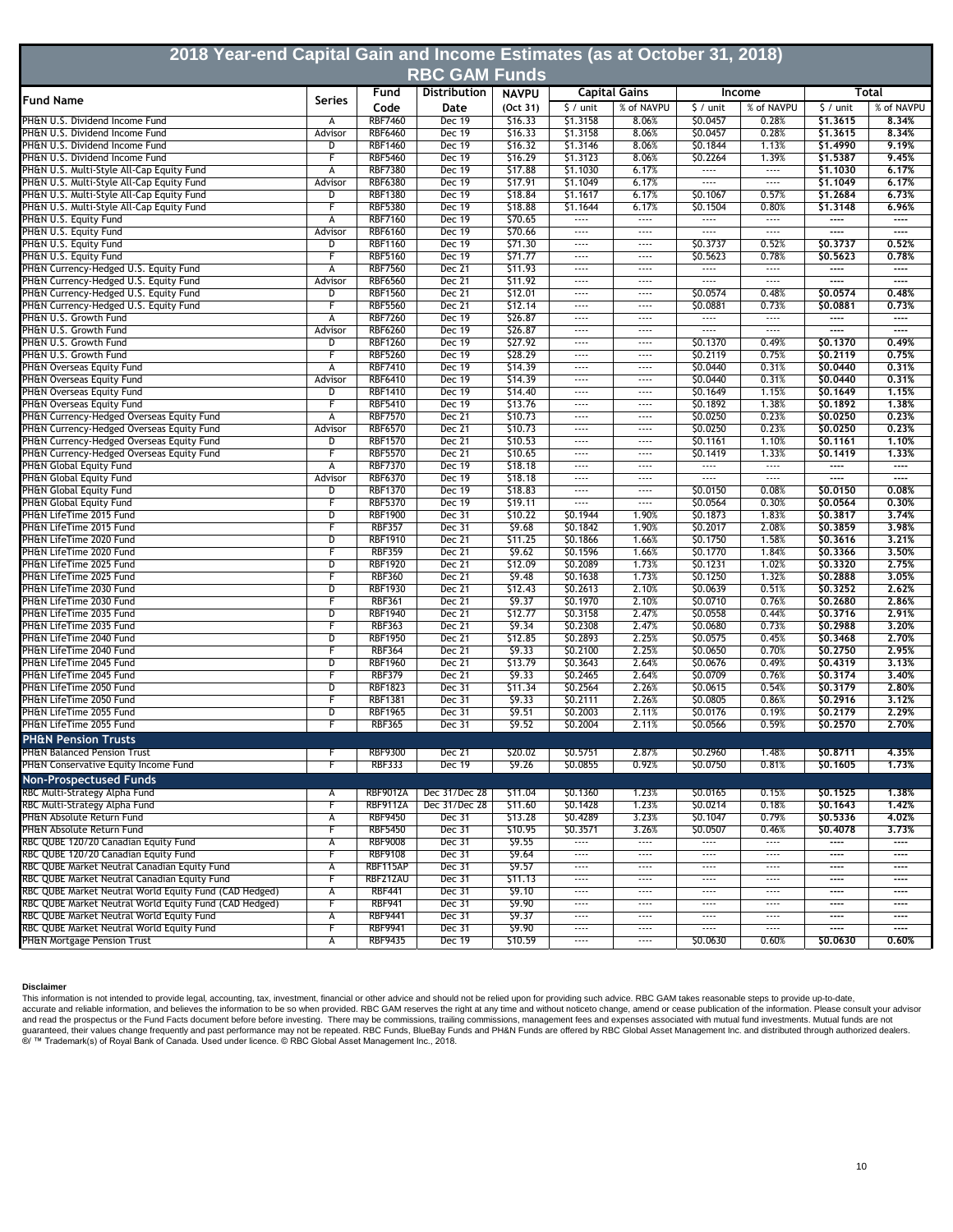# 2018 Year-end Capital Gain and Income Estimates (as at October 31, 2018)

## RBC GAM Funds

| Fund Name | Series | Fund Code | Distribution Date | NAVPU (Oct 31) | Capital Gains | | Income | | Total | |
|---|---|---|---|---|---|---|---|---|---|---|
| | | | | | $ / unit | % of NAVPU | $ / unit | % of NAVPU | $ / unit | % of NAVPU |
| PH&N U.S. Dividend Income Fund | A | RBF7460 | Dec 19 | $16.33 | $1.3158 | 8.06% | $0.0457 | 0.28% | **$1.3615** | **8.34%** |
| PH&N U.S. Dividend Income Fund | Advisor | RBF6460 | Dec 19 | $16.33 | $1.3158 | 8.06% | $0.0457 | 0.28% | **$1.3615** | **8.34%** |
| PH&N U.S. Dividend Income Fund | D | RBF1460 | Dec 19 | $16.32 | $1.3146 | 8.06% | $0.1844 | 1.13% | **$1.4990** | **9.19%** |
| PH&N U.S. Dividend Income Fund | F | RBF5460 | Dec 19 | $16.29 | $1.3123 | 8.06% | $0.2264 | 1.39% | **$1.5387** | **9.45%** |
| PH&N U.S. Multi-Style All-Cap Equity Fund | A | RBF7380 | Dec 19 | $17.88 | $1.1030 | 6.17% | ---- | ---- | **$1.1030** | **6.17%** |
| PH&N U.S. Multi-Style All-Cap Equity Fund | Advisor | RBF6380 | Dec 19 | $17.91 | $1.1049 | 6.17% | ---- | ---- | **$1.1049** | **6.17%** |
| PH&N U.S. Multi-Style All-Cap Equity Fund | D | RBF1380 | Dec 19 | $18.84 | $1.1617 | 6.17% | $0.1067 | 0.57% | **$1.2684** | **6.73%** |
| PH&N U.S. Multi-Style All-Cap Equity Fund | F | RBF5380 | Dec 19 | $18.88 | $1.1644 | 6.17% | $0.1504 | 0.80% | **$1.3148** | **6.96%** |
| PH&N U.S. Equity Fund | A | RBF7160 | Dec 19 | $70.65 | ---- | ---- | ---- | ---- | **----** | **----** |
| PH&N U.S. Equity Fund | Advisor | RBF6160 | Dec 19 | $70.66 | ---- | ---- | ---- | ---- | **----** | **----** |
| PH&N U.S. Equity Fund | D | RBF1160 | Dec 19 | $71.30 | ---- | ---- | $0.3737 | 0.52% | **$0.3737** | **0.52%** |
| PH&N U.S. Equity Fund | F | RBF5160 | Dec 19 | $71.77 | ---- | ---- | $0.5623 | 0.78% | **$0.5623** | **0.78%** |
| PH&N Currency-Hedged U.S. Equity Fund | A | RBF7560 | Dec 21 | $11.93 | ---- | ---- | ---- | ---- | **----** | **----** |
| PH&N Currency-Hedged U.S. Equity Fund | Advisor | RBF6560 | Dec 21 | $11.92 | ---- | ---- | ---- | ---- | **----** | **----** |
| PH&N Currency-Hedged U.S. Equity Fund | D | RBF1560 | Dec 21 | $12.01 | ---- | ---- | $0.0574 | 0.48% | **$0.0574** | **0.48%** |
| PH&N Currency-Hedged U.S. Equity Fund | F | RBF5560 | Dec 21 | $12.14 | ---- | ---- | $0.0881 | 0.73% | **$0.0881** | **0.73%** |
| PH&N U.S. Growth Fund | A | RBF7260 | Dec 19 | $26.87 | ---- | ---- | ---- | ---- | **----** | **----** |
| PH&N U.S. Growth Fund | Advisor | RBF6260 | Dec 19 | $26.87 | ---- | ---- | ---- | ---- | **----** | **----** |
| PH&N U.S. Growth Fund | D | RBF1260 | Dec 19 | $27.92 | ---- | ---- | $0.1370 | 0.49% | **$0.1370** | **0.49%** |
| PH&N U.S. Growth Fund | F | RBF5260 | Dec 19 | $28.29 | ---- | ---- | $0.2119 | 0.75% | **$0.2119** | **0.75%** |
| PH&N Overseas Equity Fund | A | RBF7410 | Dec 19 | $14.39 | ---- | ---- | $0.0440 | 0.31% | **$0.0440** | **0.31%** |
| PH&N Overseas Equity Fund | Advisor | RBF6410 | Dec 19 | $14.39 | ---- | ---- | $0.0440 | 0.31% | **$0.0440** | **0.31%** |
| PH&N Overseas Equity Fund | D | RBF1410 | Dec 19 | $14.40 | ---- | ---- | $0.1649 | 1.15% | **$0.1649** | **1.15%** |
| PH&N Overseas Equity Fund | F | RBF5410 | Dec 19 | $13.76 | ---- | ---- | $0.1892 | 1.38% | **$0.1892** | **1.38%** |
| PH&N Currency-Hedged Overseas Equity Fund | A | RBF7570 | Dec 21 | $10.73 | ---- | ---- | $0.0250 | 0.23% | **$0.0250** | **0.23%** |
| PH&N Currency-Hedged Overseas Equity Fund | Advisor | RBF6570 | Dec 21 | $10.73 | ---- | ---- | $0.0250 | 0.23% | **$0.0250** | **0.23%** |
| PH&N Currency-Hedged Overseas Equity Fund | D | RBF1570 | Dec 21 | $10.53 | ---- | ---- | $0.1161 | 1.10% | **$0.1161** | **1.10%** |
| PH&N Currency-Hedged Overseas Equity Fund | F | RBF5570 | Dec 21 | $10.65 | ---- | ---- | $0.1419 | 1.33% | **$0.1419** | **1.33%** |
| PH&N Global Equity Fund | A | RBF7370 | Dec 19 | $18.18 | ---- | ---- | ---- | ---- | **----** | **----** |
| PH&N Global Equity Fund | Advisor | RBF6370 | Dec 19 | $18.18 | ---- | ---- | ---- | ---- | **----** | **----** |
| PH&N Global Equity Fund | D | RBF1370 | Dec 19 | $18.83 | ---- | ---- | $0.0150 | 0.08% | **$0.0150** | **0.08%** |
| PH&N Global Equity Fund | F | RBF5370 | Dec 19 | $19.11 | ---- | ---- | $0.0564 | 0.30% | **$0.0564** | **0.30%** |
| PH&N LifeTime 2015 Fund | D | RBF1900 | Dec 31 | $10.22 | $0.1944 | 1.90% | $0.1873 | 1.83% | **$0.3817** | **3.74%** |
| PH&N LifeTime 2015 Fund | F | RBF357 | Dec 31 | $9.68 | $0.1842 | 1.90% | $0.2017 | 2.08% | **$0.3859** | **3.98%** |
| PH&N LifeTime 2020 Fund | D | RBF1910 | Dec 21 | $11.25 | $0.1866 | 1.66% | $0.1750 | 1.58% | **$0.3616** | **3.21%** |
| PH&N LifeTime 2020 Fund | F | RBF359 | Dec 21 | $9.62 | $0.1596 | 1.66% | $0.1770 | 1.84% | **$0.3366** | **3.50%** |
| PH&N LifeTime 2025 Fund | D | RBF1920 | Dec 21 | $12.09 | $0.2089 | 1.73% | $0.1231 | 1.02% | **$0.3320** | **2.75%** |
| PH&N LifeTime 2025 Fund | F | RBF360 | Dec 21 | $9.48 | $0.1638 | 1.73% | $0.1250 | 1.32% | **$0.2888** | **3.05%** |
| PH&N LifeTime 2030 Fund | D | RBF1930 | Dec 21 | $12.43 | $0.2613 | 2.10% | $0.0639 | 0.51% | **$0.3252** | **2.62%** |
| PH&N LifeTime 2030 Fund | F | RBF361 | Dec 21 | $9.37 | $0.1970 | 2.10% | $0.0710 | 0.76% | **$0.2680** | **2.86%** |
| PH&N LifeTime 2035 Fund | D | RBF1940 | Dec 21 | $12.77 | $0.3158 | 2.47% | $0.0558 | 0.44% | **$0.3716** | **2.91%** |
| PH&N LifeTime 2035 Fund | F | RBF363 | Dec 21 | $9.34 | $0.2308 | 2.47% | $0.0680 | 0.73% | **$0.2988** | **3.20%** |
| PH&N LifeTime 2040 Fund | D | RBF1950 | Dec 21 | $12.85 | $0.2893 | 2.25% | $0.0575 | 0.45% | **$0.3468** | **2.70%** |
| PH&N LifeTime 2040 Fund | F | RBF364 | Dec 21 | $9.33 | $0.2100 | 2.25% | $0.0650 | 0.70% | **$0.2750** | **2.95%** |
| PH&N LifeTime 2045 Fund | D | RBF1960 | Dec 21 | $13.79 | $0.3643 | 2.64% | $0.0676 | 0.49% | **$0.4319** | **3.13%** |
| PH&N LifeTime 2045 Fund | F | RBF379 | Dec 21 | $9.33 | $0.2465 | 2.64% | $0.0709 | 0.76% | **$0.3174** | **3.40%** |
| PH&N LifeTime 2050 Fund | D | RBF1823 | Dec 31 | $11.34 | $0.2564 | 2.26% | $0.0615 | 0.54% | **$0.3179** | **2.80%** |
| PH&N LifeTime 2050 Fund | F | RBF1381 | Dec 31 | $9.33 | $0.2111 | 2.26% | $0.0805 | 0.86% | **$0.2916** | **3.12%** |
| PH&N LifeTime 2055 Fund | D | RBF1965 | Dec 31 | $9.51 | $0.2003 | 2.11% | $0.0176 | 0.19% | **$0.2179** | **2.29%** |
| PH&N LifeTime 2055 Fund | F | RBF365 | Dec 31 | $9.52 | $0.2004 | 2.11% | $0.0566 | 0.59% | **$0.2570** | **2.70%** |
| **PH&N Pension Trusts** | | | | | | | | | | |
| PH&N Balanced Pension Trust | F | RBF9300 | Dec 21 | $20.02 | $0.5751 | 2.87% | $0.2960 | 1.48% | **$0.8711** | **4.35%** |
| PH&N Conservative Equity Income Fund | F | RBF333 | Dec 19 | $9.26 | $0.0855 | 0.92% | $0.0750 | 0.81% | **$0.1605** | **1.73%** |
| **Non-Prospectused Funds** | | | | | | | | | | |
| RBC Multi-Strategy Alpha Fund | A | RBF9012A | Dec 31/Dec 28 | $11.04 | $0.1360 | 1.23% | $0.0165 | 0.15% | **$0.1525** | **1.38%** |
| RBC Multi-Strategy Alpha Fund | F | RBF9112A | Dec 31/Dec 28 | $11.60 | $0.1428 | 1.23% | $0.0214 | 0.18% | **$0.1643** | **1.42%** |
| PH&N Absolute Return Fund | A | RBF9450 | Dec 31 | $13.28 | $0.4289 | 3.23% | $0.1047 | 0.79% | **$0.5336** | **4.02%** |
| PH&N Absolute Return Fund | F | RBF5450 | Dec 31 | $10.95 | $0.3571 | 3.26% | $0.0507 | 0.46% | **$0.4078** | **3.73%** |
| RBC QUBE 120/20 Canadian Equity Fund | A | RBF9008 | Dec 31 | $9.55 | ---- | ---- | ---- | ---- | **----** | **----** |
| RBC QUBE 120/20 Canadian Equity Fund | F | RBF9108 | Dec 31 | $9.64 | ---- | ---- | ---- | ---- | **----** | **----** |
| RBC QUBE Market Neutral Canadian Equity Fund | A | RBF115AP | Dec 31 | $9.57 | ---- | ---- | ---- | ---- | **----** | **----** |
| RBC QUBE Market Neutral Canadian Equity Fund | F | RBF212AU | Dec 31 | $11.13 | ---- | ---- | ---- | ---- | **----** | **----** |
| RBC QUBE Market Neutral World Equity Fund (CAD Hedged) | A | RBF441 | Dec 31 | $9.10 | ---- | ---- | ---- | ---- | **----** | **----** |
| RBC QUBE Market Neutral World Equity Fund (CAD Hedged) | F | RBF941 | Dec 31 | $9.90 | ---- | ---- | ---- | ---- | **----** | **----** |
| RBC QUBE Market Neutral World Equity Fund | A | RBF9441 | Dec 31 | $9.37 | ---- | ---- | ---- | ---- | **----** | **----** |
| RBC QUBE Market Neutral World Equity Fund | F | RBF9941 | Dec 31 | $9.90 | ---- | ---- | ---- | ---- | **----** | **----** |
| PH&N Mortgage Pension Trust | A | RBF9435 | Dec 19 | $10.59 | ---- | ---- | $0.0630 | 0.60% | **$0.0630** | **0.60%** |

**Disclaimer**

This information is not intended to provide legal, accounting, tax, investment, financial or other advice and should not be relied upon for providing such advice. RBC GAM takes reasonable steps to provide up-to-date, accurate and reliable information, and believes the information to be so when provided. RBC GAM reserves the right at any time and without noticeto change, amend or cease publication of the information. Please consult your advisor and read the prospectus or the Fund Facts document before before investing. There may be commissions, trailing commissions, management fees and expenses associated with mutual fund investments. Mutual funds are not guaranteed, their values change frequently and past performance may not be repeated. RBC Funds, BlueBay Funds and PH&N Funds are offered by RBC Global Asset Management Inc. and distributed through authorized dealers. ®/ ™ Trademark(s) of Royal Bank of Canada. Used under licence. © RBC Global Asset Management Inc., 2018.